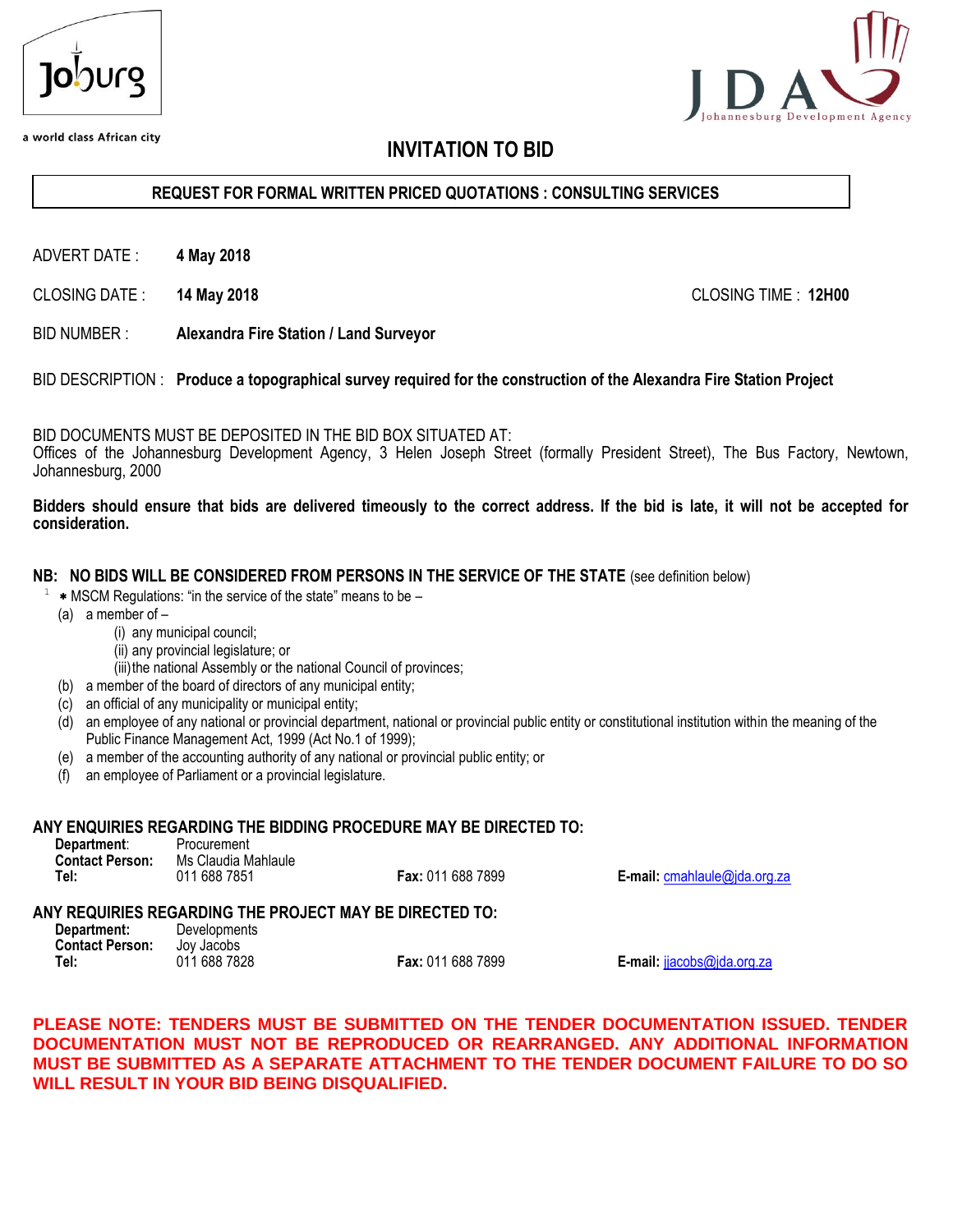Joburg

a world class African city

JDA Johannesburg Development Agency

# INVITATION TO BID

**REQUEST FOR FORMAL WRITTEN PRICED QUOTATIONS : CONSULTING SERVICES**

ADVERT DATE : **4 May 2018**

CLOSING DATE : **14 May 2018** CLOSING TIME : **12H00**

BID NUMBER : **Alexandra Fire Station / Land Surveyor**

BID DESCRIPTION : **Produce a topographical survey required for the construction of the Alexandra Fire Station Project**

BID DOCUMENTS MUST BE DEPOSITED IN THE BID BOX SITUATED AT:
Offices of the Johannesburg Development Agency, 3 Helen Joseph Street (formally President Street), The Bus Factory, Newtown, Johannesburg, 2000

**Bidders should ensure that bids are delivered timeously to the correct address. If the bid is late, it will not be accepted for consideration.**

**NB: NO BIDS WILL BE CONSIDERED FROM PERSONS IN THE SERVICE OF THE STATE** (see definition below)

[1] * MSCM Regulations: "in the service of the state" means to be –

(a) a member of –
  (i) any municipal council;
  (ii) any provincial legislature; or
  (iii) the national Assembly or the national Council of provinces;
(b) a member of the board of directors of any municipal entity;
(c) an official of any municipality or municipal entity;
(d) an employee of any national or provincial department, national or provincial public entity or constitutional institution within the meaning of the Public Finance Management Act, 1999 (Act No.1 of 1999);
(e) a member of the accounting authority of any national or provincial public entity; or
(f) an employee of Parliament or a provincial legislature.

**ANY ENQUIRIES REGARDING THE BIDDING PROCEDURE MAY BE DIRECTED TO:**

**Department**: Procurement
**Contact Person:** Ms Claudia Mahlaule
**Tel:** 011 688 7851 **Fax:** 011 688 7899 **E-mail:** cmahlaule@jda.org.za

**ANY REQUIRIES REGARDING THE PROJECT MAY BE DIRECTED TO:**

**Department:** Developments
**Contact Person:** Joy Jacobs
**Tel:** 011 688 7828 **Fax:** 011 688 7899 **E-mail:** jjacobs@jda.org.za

**PLEASE NOTE: TENDERS MUST BE SUBMITTED ON THE TENDER DOCUMENTATION ISSUED. TENDER DOCUMENTATION MUST NOT BE REPRODUCED OR REARRANGED. ANY ADDITIONAL INFORMATION MUST BE SUBMITTED AS A SEPARATE ATTACHMENT TO THE TENDER DOCUMENT FAILURE TO DO SO WILL RESULT IN YOUR BID BEING DISQUALIFIED.**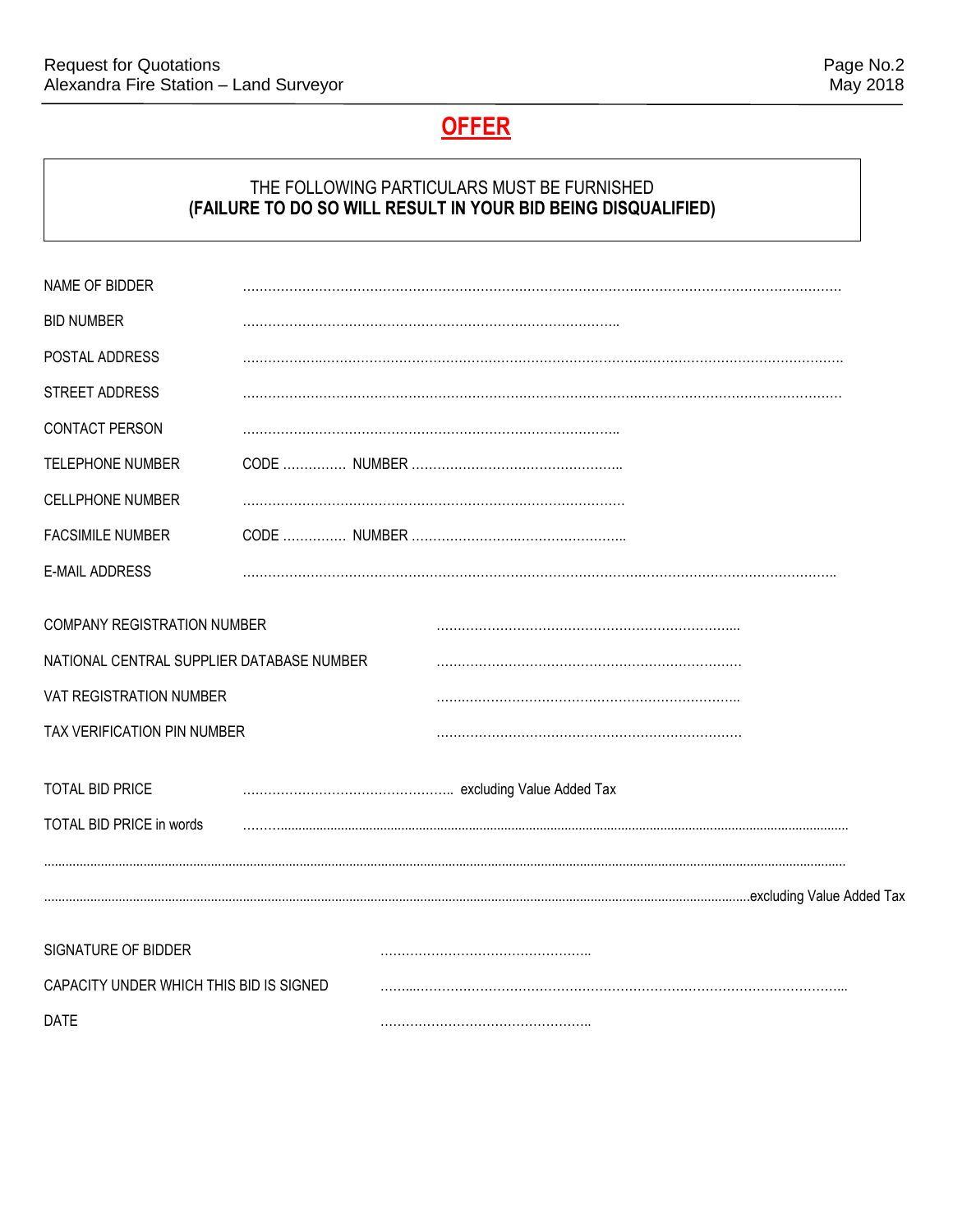# OFFER

THE FOLLOWING PARTICULARS MUST BE FURNISHED
**(FAILURE TO DO SO WILL RESULT IN YOUR BID BEING DISQUALIFIED)**

NAME OF BIDDER ……………………………………………………………………………………………………………………

BID NUMBER …………………………………………………………………………

POSTAL ADDRESS ……………………………………………………………………………………………………………………

STREET ADDRESS ……………………………………………………………………………………………………………………

CONTACT PERSON …………………………………………………………………………

TELEPHONE NUMBER CODE …………… NUMBER …………………………………………

CELLPHONE NUMBER …………………………………………………………………………

FACSIMILE NUMBER CODE …………… NUMBER …………………………………………

E-MAIL ADDRESS ……………………………………………………………………………………………………………………

COMPANY REGISTRATION NUMBER ……………………………………………………………

NATIONAL CENTRAL SUPPLIER DATABASE NUMBER ……………………………………………………………

VAT REGISTRATION NUMBER ……………………………………………………………

TAX VERIFICATION PIN NUMBER ……………………………………………………………

TOTAL BID PRICE …………………………………………… excluding Value Added Tax

TOTAL BID PRICE in words ……………………………………………………………………………………………………………………

……………………………………………………………………………………………………………………………………………

……………………………………………………………………………………………………………………………excluding Value Added Tax

SIGNATURE OF BIDDER ……………………………………………

CAPACITY UNDER WHICH THIS BID IS SIGNED ……………………………………………………………………………………

DATE ……………………………………………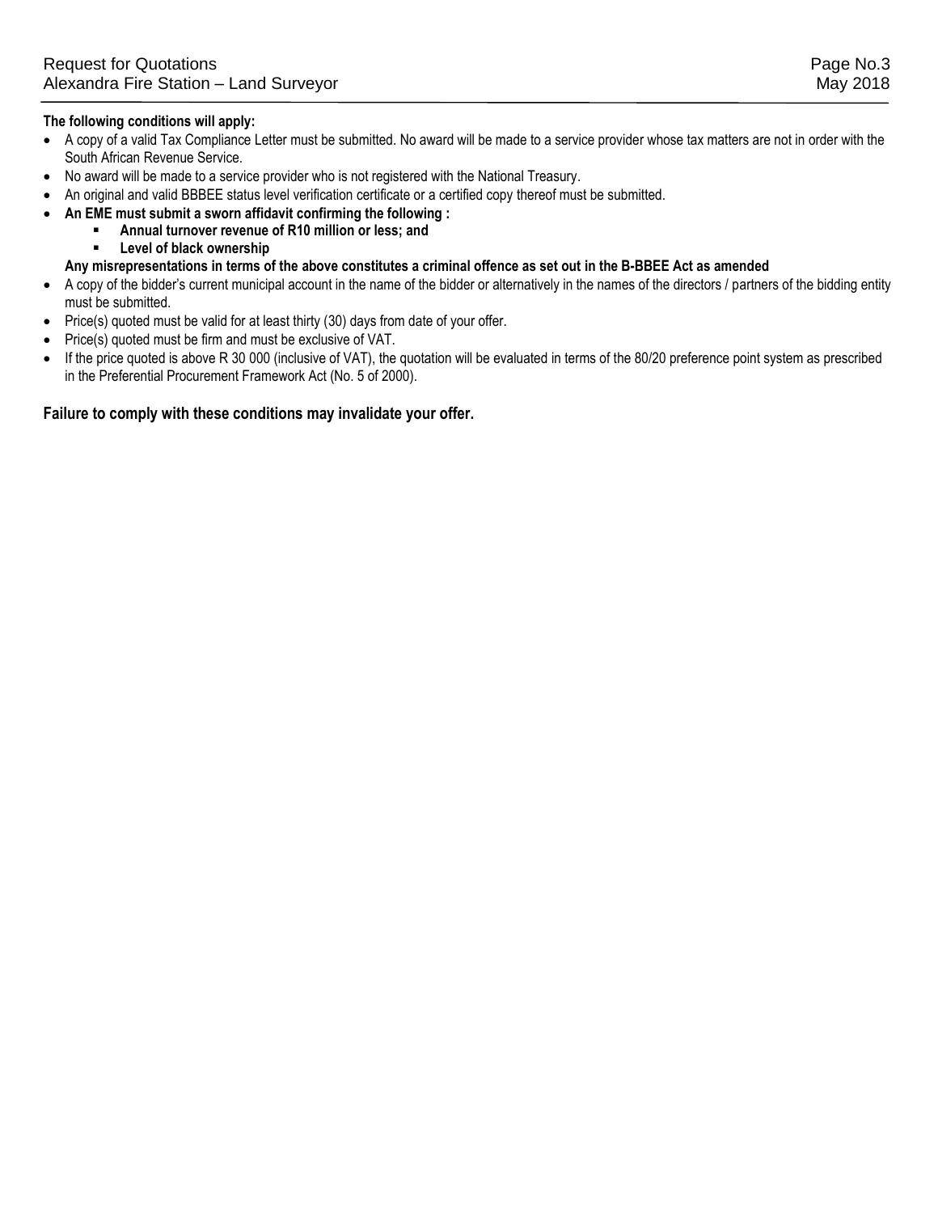**The following conditions will apply:**

- A copy of a valid Tax Compliance Letter must be submitted. No award will be made to a service provider whose tax matters are not in order with the South African Revenue Service.
- No award will be made to a service provider who is not registered with the National Treasury.
- An original and valid BBBEE status level verification certificate or a certified copy thereof must be submitted.
- **An EME must submit a sworn affidavit confirming the following :**
  - **Annual turnover revenue of R10 million or less; and**
  - **Level of black ownership**

  **Any misrepresentations in terms of the above constitutes a criminal offence as set out in the B-BBEE Act as amended**
- A copy of the bidder's current municipal account in the name of the bidder or alternatively in the names of the directors / partners of the bidding entity must be submitted.
- Price(s) quoted must be valid for at least thirty (30) days from date of your offer.
- Price(s) quoted must be firm and must be exclusive of VAT.
- If the price quoted is above R 30 000 (inclusive of VAT), the quotation will be evaluated in terms of the 80/20 preference point system as prescribed in the Preferential Procurement Framework Act (No. 5 of 2000).

**Failure to comply with these conditions may invalidate your offer.**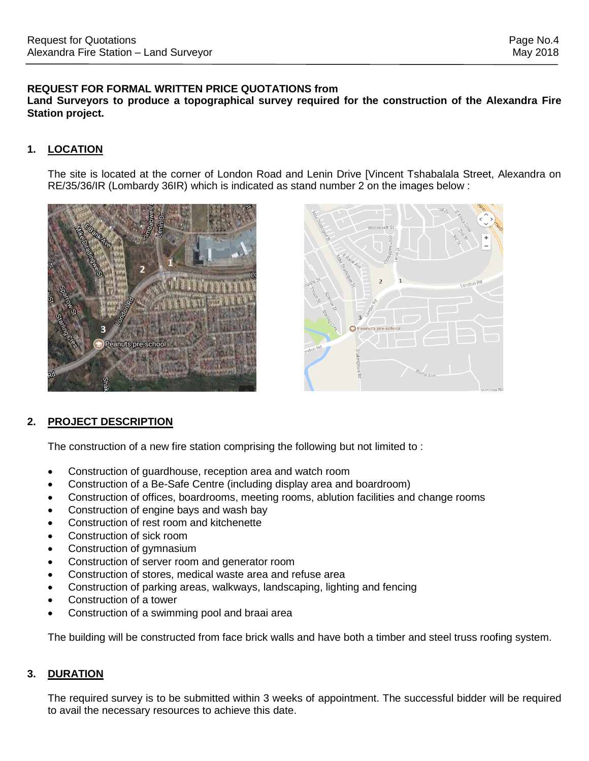**REQUEST FOR FORMAL WRITTEN PRICE QUOTATIONS from Land Surveyors to produce a topographical survey required for the construction of the Alexandra Fire Station project.**

## 1. LOCATION

The site is located at the corner of London Road and Lenin Drive [Vincent Tshabalala Street, Alexandra on RE/35/36/IR (Lombardy 36IR) which is indicated as stand number 2 on the images below :

## 2. PROJECT DESCRIPTION

The construction of a new fire station comprising the following but not limited to :

- Construction of guardhouse, reception area and watch room
- Construction of a Be-Safe Centre (including display area and boardroom)
- Construction of offices, boardrooms, meeting rooms, ablution facilities and change rooms
- Construction of engine bays and wash bay
- Construction of rest room and kitchenette
- Construction of sick room
- Construction of gymnasium
- Construction of server room and generator room
- Construction of stores, medical waste area and refuse area
- Construction of parking areas, walkways, landscaping, lighting and fencing
- Construction of a tower
- Construction of a swimming pool and braai area

The building will be constructed from face brick walls and have both a timber and steel truss roofing system.

## 3. DURATION

The required survey is to be submitted within 3 weeks of appointment. The successful bidder will be required to avail the necessary resources to achieve this date.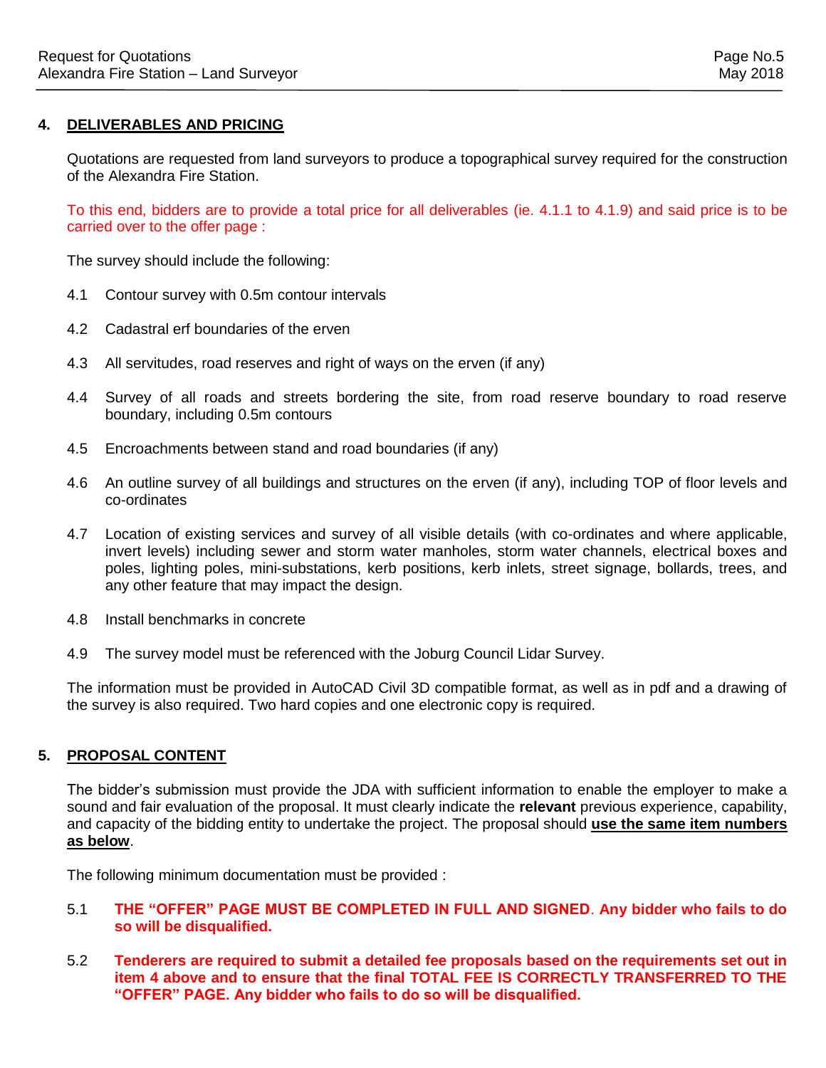## 4. DELIVERABLES AND PRICING

Quotations are requested from land surveyors to produce a topographical survey required for the construction of the Alexandra Fire Station.

To this end, bidders are to provide a total price for all deliverables (ie. 4.1.1 to 4.1.9) and said price is to be carried over to the offer page :

The survey should include the following:

4.1 Contour survey with 0.5m contour intervals

4.2 Cadastral erf boundaries of the erven

4.3 All servitudes, road reserves and right of ways on the erven (if any)

4.4 Survey of all roads and streets bordering the site, from road reserve boundary to road reserve boundary, including 0.5m contours

4.5 Encroachments between stand and road boundaries (if any)

4.6 An outline survey of all buildings and structures on the erven (if any), including TOP of floor levels and co-ordinates

4.7 Location of existing services and survey of all visible details (with co-ordinates and where applicable, invert levels) including sewer and storm water manholes, storm water channels, electrical boxes and poles, lighting poles, mini-substations, kerb positions, kerb inlets, street signage, bollards, trees, and any other feature that may impact the design.

4.8 Install benchmarks in concrete

4.9 The survey model must be referenced with the Joburg Council Lidar Survey.

The information must be provided in AutoCAD Civil 3D compatible format, as well as in pdf and a drawing of the survey is also required. Two hard copies and one electronic copy is required.

## 5. PROPOSAL CONTENT

The bidder's submission must provide the JDA with sufficient information to enable the employer to make a sound and fair evaluation of the proposal. It must clearly indicate the **relevant** previous experience, capability, and capacity of the bidding entity to undertake the project. The proposal should **use the same item numbers as below**.

The following minimum documentation must be provided :

5.1 **THE "OFFER" PAGE MUST BE COMPLETED IN FULL AND SIGNED. Any bidder who fails to do so will be disqualified.**

5.2 **Tenderers are required to submit a detailed fee proposals based on the requirements set out in item 4 above and to ensure that the final TOTAL FEE IS CORRECTLY TRANSFERRED TO THE "OFFER" PAGE. Any bidder who fails to do so will be disqualified.**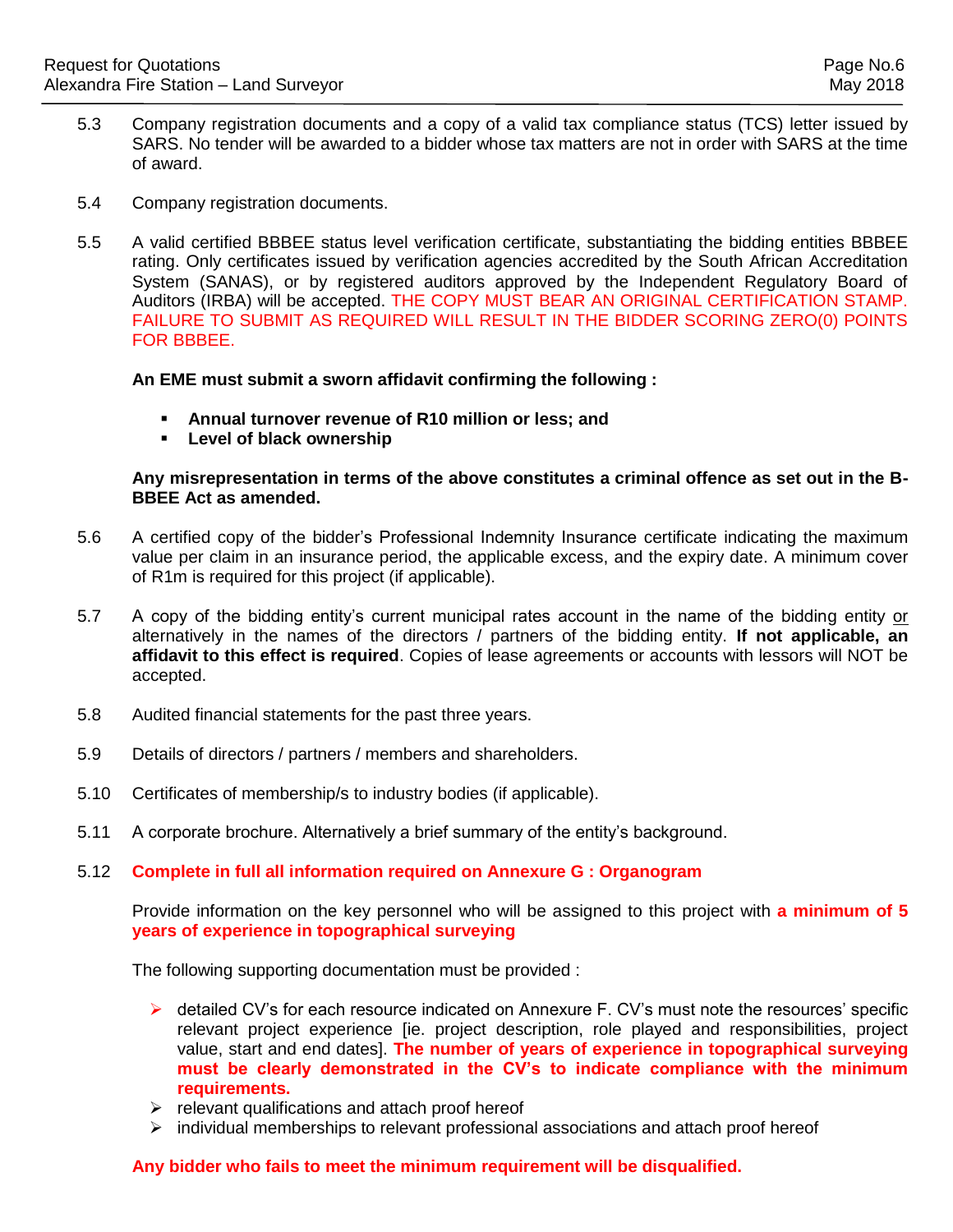5.3 Company registration documents and a copy of a valid tax compliance status (TCS) letter issued by SARS. No tender will be awarded to a bidder whose tax matters are not in order with SARS at the time of award.

5.4 Company registration documents.

5.5 A valid certified BBBEE status level verification certificate, substantiating the bidding entities BBBEE rating. Only certificates issued by verification agencies accredited by the South African Accreditation System (SANAS), or by registered auditors approved by the Independent Regulatory Board of Auditors (IRBA) will be accepted. THE COPY MUST BEAR AN ORIGINAL CERTIFICATION STAMP. FAILURE TO SUBMIT AS REQUIRED WILL RESULT IN THE BIDDER SCORING ZERO(0) POINTS FOR BBBEE.

**An EME must submit a sworn affidavit confirming the following :**

- **Annual turnover revenue of R10 million or less; and**
- **Level of black ownership**

**Any misrepresentation in terms of the above constitutes a criminal offence as set out in the B-BBEE Act as amended.**

5.6 A certified copy of the bidder's Professional Indemnity Insurance certificate indicating the maximum value per claim in an insurance period, the applicable excess, and the expiry date. A minimum cover of R1m is required for this project (if applicable).

5.7 A copy of the bidding entity's current municipal rates account in the name of the bidding entity or alternatively in the names of the directors / partners of the bidding entity. **If not applicable, an affidavit to this effect is required**. Copies of lease agreements or accounts with lessors will NOT be accepted.

5.8 Audited financial statements for the past three years.

5.9 Details of directors / partners / members and shareholders.

5.10 Certificates of membership/s to industry bodies (if applicable).

5.11 A corporate brochure. Alternatively a brief summary of the entity's background.

5.12 **Complete in full all information required on Annexure G : Organogram**

Provide information on the key personnel who will be assigned to this project with **a minimum of 5 years of experience in topographical surveying**

The following supporting documentation must be provided :

- detailed CV's for each resource indicated on Annexure F. CV's must note the resources' specific relevant project experience [ie. project description, role played and responsibilities, project value, start and end dates]. **The number of years of experience in topographical surveying must be clearly demonstrated in the CV's to indicate compliance with the minimum requirements.**
- relevant qualifications and attach proof hereof
- individual memberships to relevant professional associations and attach proof hereof

**Any bidder who fails to meet the minimum requirement will be disqualified.**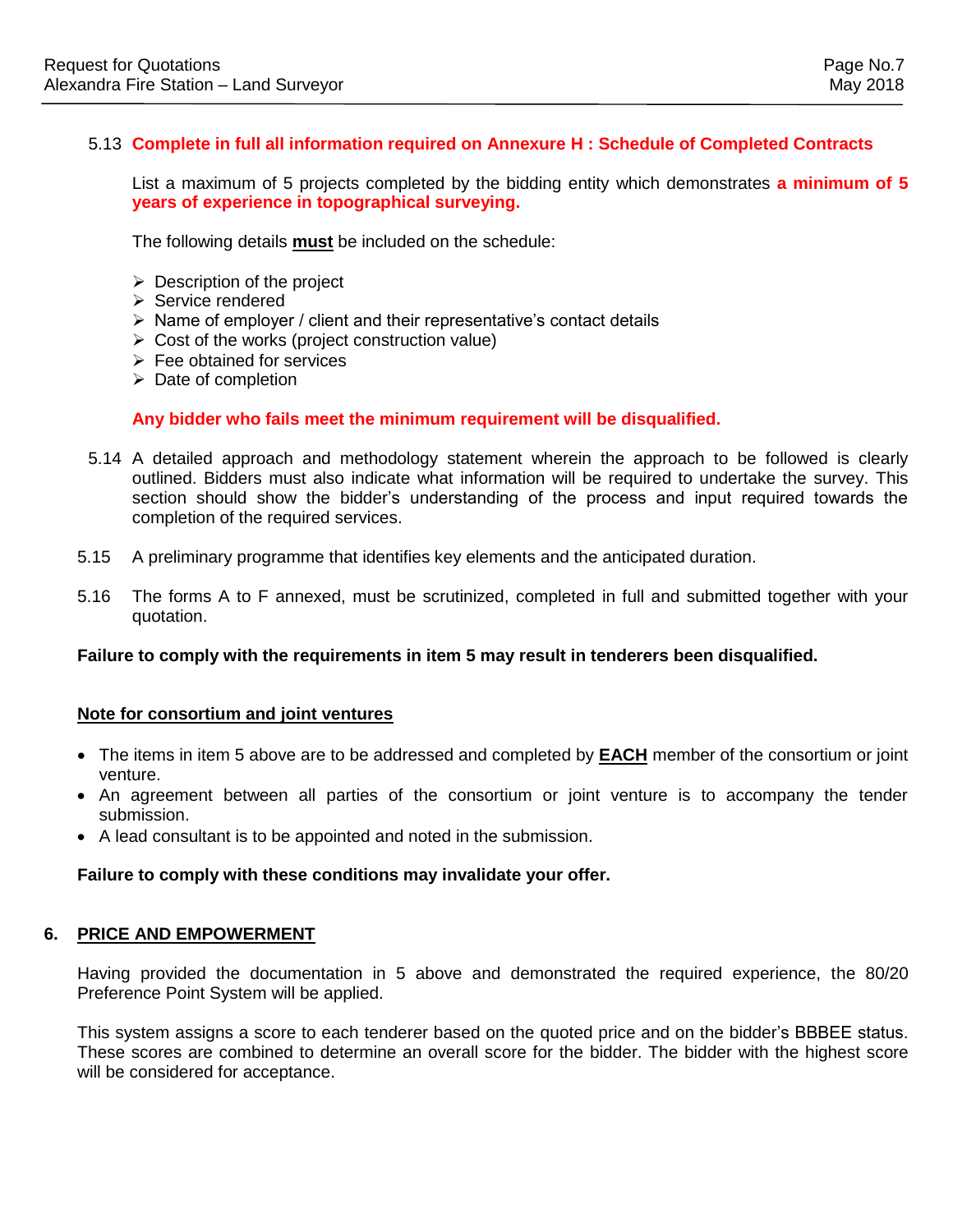5.13 **Complete in full all information required on Annexure H : Schedule of Completed Contracts**

List a maximum of 5 projects completed by the bidding entity which demonstrates **a minimum of 5 years of experience in topographical surveying.**

The following details **must** be included on the schedule:

- Description of the project
- Service rendered
- Name of employer / client and their representative's contact details
- Cost of the works (project construction value)
- Fee obtained for services
- Date of completion

**Any bidder who fails meet the minimum requirement will be disqualified.**

5.14 A detailed approach and methodology statement wherein the approach to be followed is clearly outlined. Bidders must also indicate what information will be required to undertake the survey. This section should show the bidder's understanding of the process and input required towards the completion of the required services.

5.15 A preliminary programme that identifies key elements and the anticipated duration.

5.16 The forms A to F annexed, must be scrutinized, completed in full and submitted together with your quotation.

**Failure to comply with the requirements in item 5 may result in tenderers been disqualified.**

**Note for consortium and joint ventures**

- The items in item 5 above are to be addressed and completed by **EACH** member of the consortium or joint venture.
- An agreement between all parties of the consortium or joint venture is to accompany the tender submission.
- A lead consultant is to be appointed and noted in the submission.

**Failure to comply with these conditions may invalidate your offer.**

## 6. PRICE AND EMPOWERMENT

Having provided the documentation in 5 above and demonstrated the required experience, the 80/20 Preference Point System will be applied.

This system assigns a score to each tenderer based on the quoted price and on the bidder's BBBEE status. These scores are combined to determine an overall score for the bidder. The bidder with the highest score will be considered for acceptance.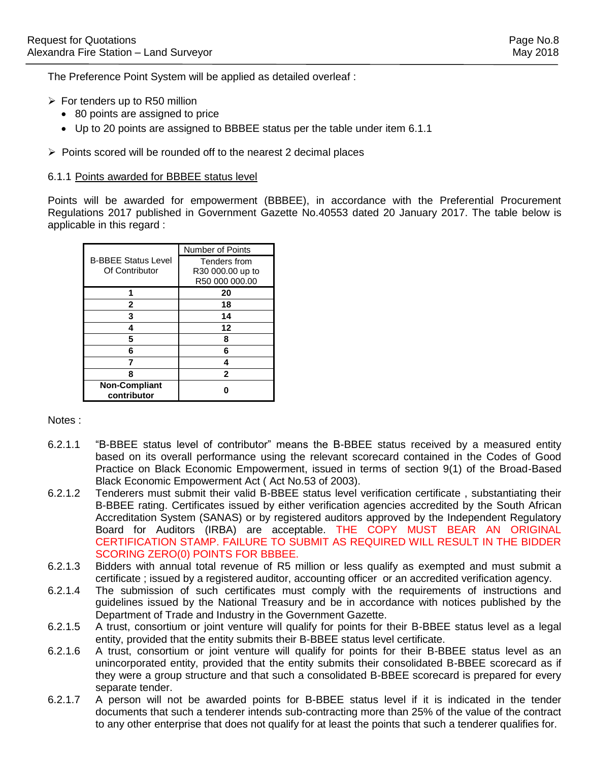The Preference Point System will be applied as detailed overleaf :

- For tenders up to R50 million
  - 80 points are assigned to price
  - Up to 20 points are assigned to BBBEE status per the table under item 6.1.1
- Points scored will be rounded off to the nearest 2 decimal places

6.1.1 Points awarded for BBBEE status level

Points will be awarded for empowerment (BBBEE), in accordance with the Preferential Procurement Regulations 2017 published in Government Gazette No.40553 dated 20 January 2017. The table below is applicable in this regard :

| B-BBEE Status Level Of Contributor | Number of Points<br>Tenders from R30 000.00 up to R50 000 000.00 |
|---|---|
| **1** | **20** |
| **2** | **18** |
| **3** | **14** |
| **4** | **12** |
| **5** | **8** |
| **6** | **6** |
| **7** | **4** |
| **8** | **2** |
| **Non-Compliant contributor** | **0** |

Notes :

6.2.1.1 "B-BBEE status level of contributor" means the B-BBEE status received by a measured entity based on its overall performance using the relevant scorecard contained in the Codes of Good Practice on Black Economic Empowerment, issued in terms of section 9(1) of the Broad-Based Black Economic Empowerment Act ( Act No.53 of 2003).

6.2.1.2 Tenderers must submit their valid B-BBEE status level verification certificate , substantiating their B-BBEE rating. Certificates issued by either verification agencies accredited by the South African Accreditation System (SANAS) or by registered auditors approved by the Independent Regulatory Board for Auditors (IRBA) are acceptable. THE COPY MUST BEAR AN ORIGINAL CERTIFICATION STAMP. FAILURE TO SUBMIT AS REQUIRED WILL RESULT IN THE BIDDER SCORING ZERO(0) POINTS FOR BBBEE.

6.2.1.3 Bidders with annual total revenue of R5 million or less qualify as exempted and must submit a certificate ; issued by a registered auditor, accounting officer or an accredited verification agency.

6.2.1.4 The submission of such certificates must comply with the requirements of instructions and guidelines issued by the National Treasury and be in accordance with notices published by the Department of Trade and Industry in the Government Gazette.

6.2.1.5 A trust, consortium or joint venture will qualify for points for their B-BBEE status level as a legal entity, provided that the entity submits their B-BBEE status level certificate.

6.2.1.6 A trust, consortium or joint venture will qualify for points for their B-BBEE status level as an unincorporated entity, provided that the entity submits their consolidated B-BBEE scorecard as if they were a group structure and that such a consolidated B-BBEE scorecard is prepared for every separate tender.

6.2.1.7 A person will not be awarded points for B-BBEE status level if it is indicated in the tender documents that such a tenderer intends sub-contracting more than 25% of the value of the contract to any other enterprise that does not qualify for at least the points that such a tenderer qualifies for.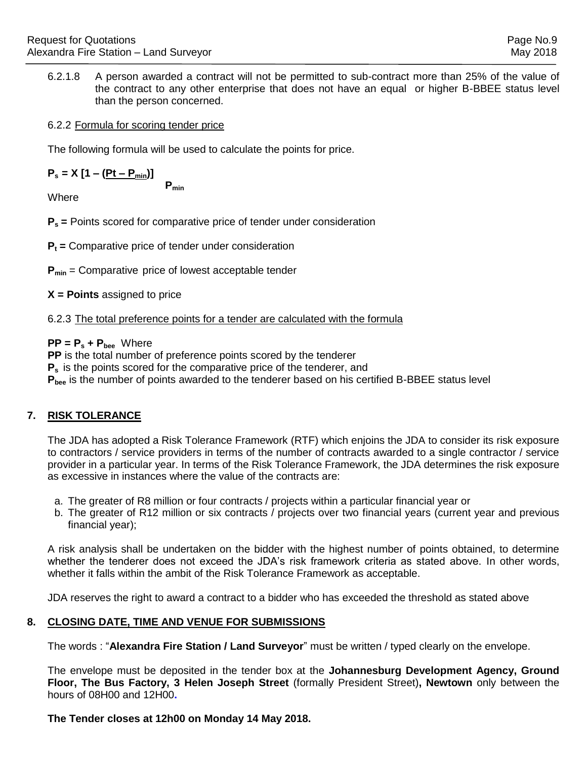6.2.1.8 A person awarded a contract will not be permitted to sub-contract more than 25% of the value of the contract to any other enterprise that does not have an equal or higher B-BBEE status level than the person concerned.

6.2.2 Formula for scoring tender price

The following formula will be used to calculate the points for price.

$$P_s = X\left[1 - \frac{(Pt - P_{min})}{P_{min}}\right]$$

Where

**$P_s$ =** Points scored for comparative price of tender under consideration

**$P_t$ =** Comparative price of tender under consideration

**$P_{min}$** = Comparative price of lowest acceptable tender

**X = Points** assigned to price

6.2.3 The total preference points for a tender are calculated with the formula

**$PP = P_s + P_{bee}$** Where

**PP** is the total number of preference points scored by the tenderer

**$P_s$** is the points scored for the comparative price of the tenderer, and

**$P_{bee}$** is the number of points awarded to the tenderer based on his certified B-BBEE status level

## 7. RISK TOLERANCE

The JDA has adopted a Risk Tolerance Framework (RTF) which enjoins the JDA to consider its risk exposure to contractors / service providers in terms of the number of contracts awarded to a single contractor / service provider in a particular year. In terms of the Risk Tolerance Framework, the JDA determines the risk exposure as excessive in instances where the value of the contracts are:

a. The greater of R8 million or four contracts / projects within a particular financial year or
b. The greater of R12 million or six contracts / projects over two financial years (current year and previous financial year);

A risk analysis shall be undertaken on the bidder with the highest number of points obtained, to determine whether the tenderer does not exceed the JDA's risk framework criteria as stated above. In other words, whether it falls within the ambit of the Risk Tolerance Framework as acceptable.

JDA reserves the right to award a contract to a bidder who has exceeded the threshold as stated above

## 8. CLOSING DATE, TIME AND VENUE FOR SUBMISSIONS

The words : "**Alexandra Fire Station / Land Surveyor**" must be written / typed clearly on the envelope.

The envelope must be deposited in the tender box at the **Johannesburg Development Agency, Ground Floor, The Bus Factory, 3 Helen Joseph Street** (formally President Street)**, Newtown** only between the hours of 08H00 and 12H00.

**The Tender closes at 12h00 on Monday 14 May 2018.**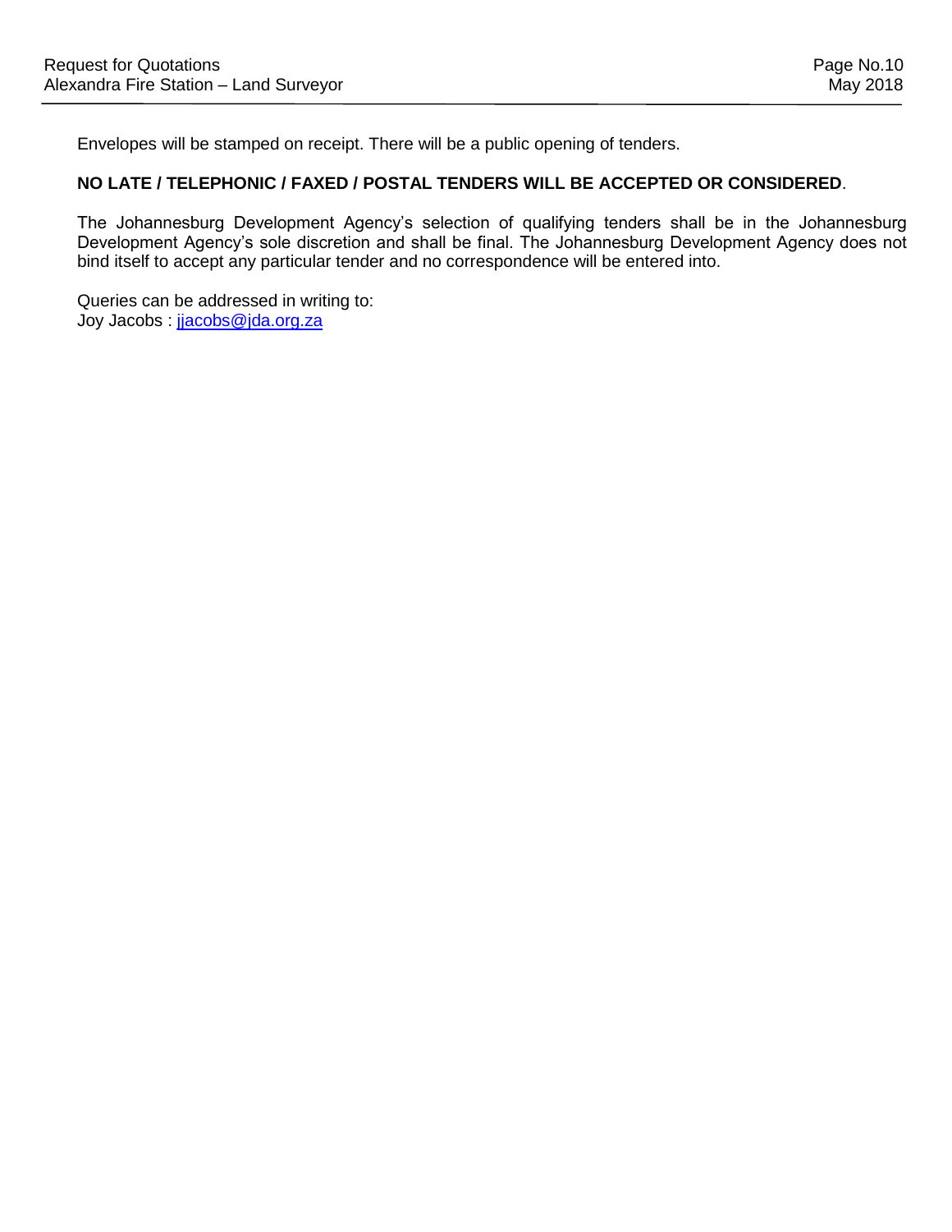Envelopes will be stamped on receipt. There will be a public opening of tenders.

**NO LATE / TELEPHONIC / FAXED / POSTAL TENDERS WILL BE ACCEPTED OR CONSIDERED**.

The Johannesburg Development Agency's selection of qualifying tenders shall be in the Johannesburg Development Agency's sole discretion and shall be final. The Johannesburg Development Agency does not bind itself to accept any particular tender and no correspondence will be entered into.

Queries can be addressed in writing to:
Joy Jacobs : jjacobs@jda.org.za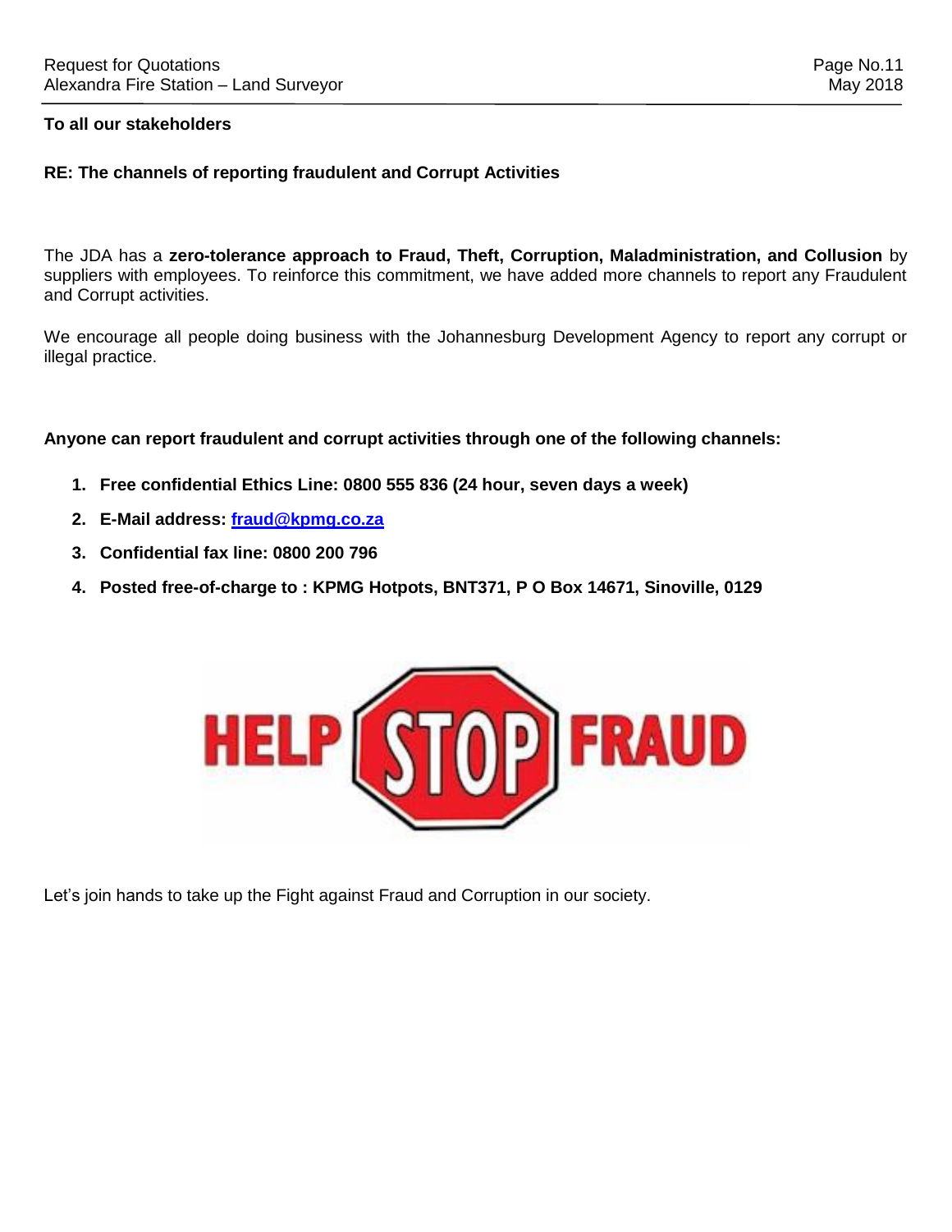**To all our stakeholders**

**RE: The channels of reporting fraudulent and Corrupt Activities**

The JDA has a **zero-tolerance approach to Fraud, Theft, Corruption, Maladministration, and Collusion** by suppliers with employees. To reinforce this commitment, we have added more channels to report any Fraudulent and Corrupt activities.

We encourage all people doing business with the Johannesburg Development Agency to report any corrupt or illegal practice.

**Anyone can report fraudulent and corrupt activities through one of the following channels:**

1. **Free confidential Ethics Line: 0800 555 836 (24 hour, seven days a week)**
2. **E-Mail address: fraud@kpmg.co.za**
3. **Confidential fax line: 0800 200 796**
4. **Posted free-of-charge to : KPMG Hotpots, BNT371, P O Box 14671, Sinoville, 0129**

HELP STOP FRAUD

Let's join hands to take up the Fight against Fraud and Corruption in our society.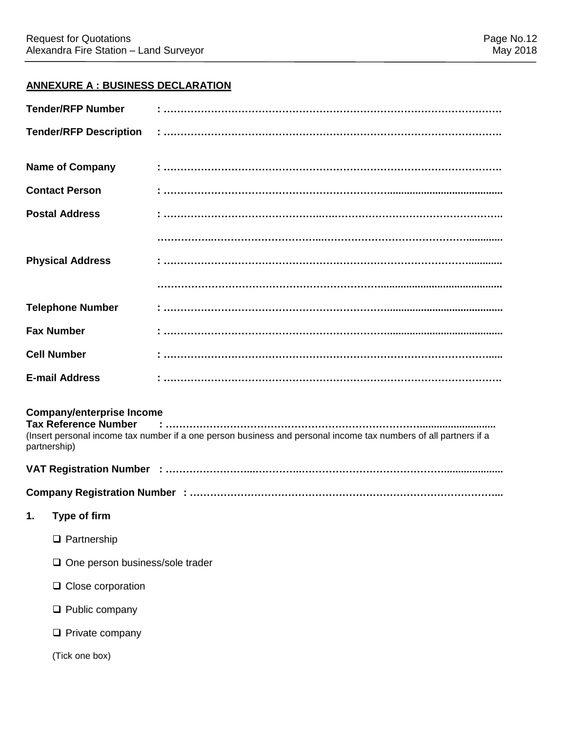## ANNEXURE A : BUSINESS DECLARATION

**Tender/RFP Number** : ……………………………………………………………………………………

**Tender/RFP Description** : ……………………………………………………………………………………

**Name of Company** : ……………………………………………………………………………………

**Contact Person** : ……………………………………………………………………………………

**Postal Address** : ……………………………………………………………………………………

……………………………………………………………………………………

**Physical Address** : ……………………………………………………………………………………

……………………………………………………………………………………

**Telephone Number** : ……………………………………………………………………………………

**Fax Number** : ……………………………………………………………………………………

**Cell Number** : ……………………………………………………………………………………

**E-mail Address** : ……………………………………………………………………………………

**Company/enterprise Income**
**Tax Reference Number** : ……………………………………………………………………………………
(Insert personal income tax number if a one person business and personal income tax numbers of all partners if a partnership)

**VAT Registration Number** : ……………………………………………………………………………………

**Company Registration Number** : ……………………………………………………………………………………

**1. Type of firm**

- ☐ Partnership
- ☐ One person business/sole trader
- ☐ Close corporation
- ☐ Public company
- ☐ Private company

(Tick one box)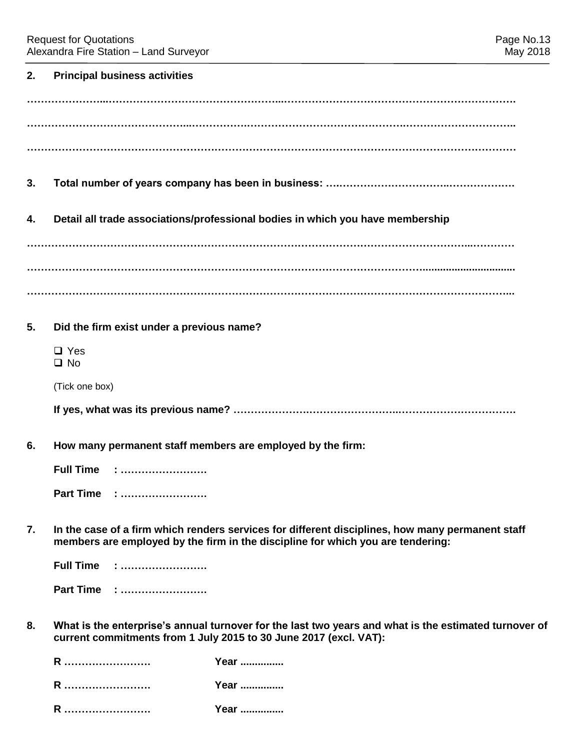**2. Principal business activities**

…………………………………………………………………………………………………………………………………

…………………………………………………………………………………………………………………………………

…………………………………………………………………………………………………………………………………

**3. Total number of years company has been in business: ……………………………………………………**

**4. Detail all trade associations/professional bodies in which you have membership**

…………………………………………………………………………………………………………………………………

…………………………………………………………………………………………………………………………………

…………………………………………………………………………………………………………………………………

**5. Did the firm exist under a previous name?**

- ❑ Yes
- ❑ No

(Tick one box)

**If yes, what was its previous name? ……………………………………………………………………………**

**6. How many permanent staff members are employed by the firm:**

**Full Time : …………………….**

**Part Time : …………………….**

**7. In the case of a firm which renders services for different disciplines, how many permanent staff members are employed by the firm in the discipline for which you are tendering:**

**Full Time : …………………….**

**Part Time : …………………….**

**8. What is the enterprise's annual turnover for the last two years and what is the estimated turnover of current commitments from 1 July 2015 to 30 June 2017 (excl. VAT):**

**R …………………….** **Year ...............**

**R …………………….** **Year ...............**

**R …………………….** **Year ...............**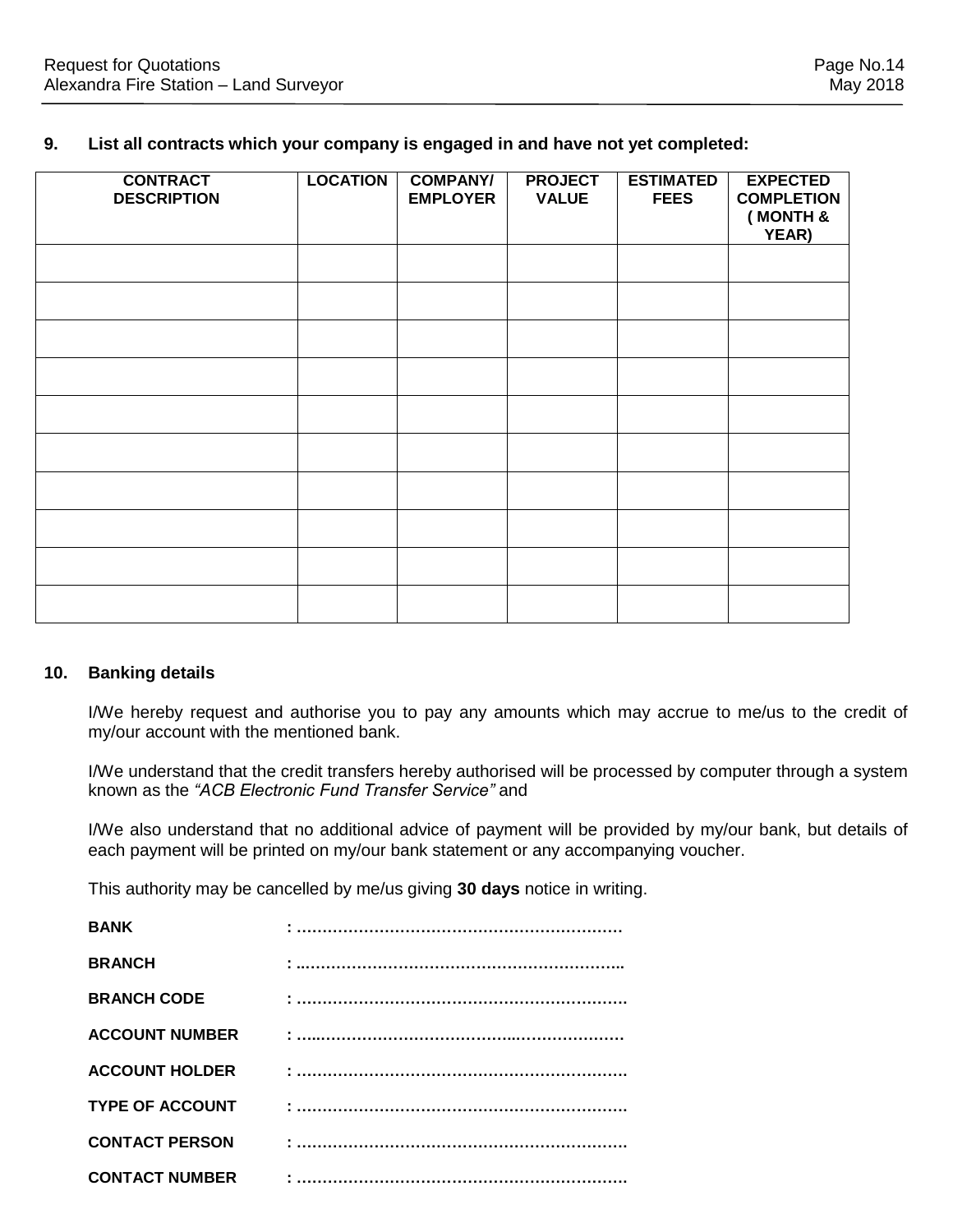## 9. List all contracts which your company is engaged in and have not yet completed:

| CONTRACT DESCRIPTION | LOCATION | COMPANY/ EMPLOYER | PROJECT VALUE | ESTIMATED FEES | EXPECTED COMPLETION ( MONTH & YEAR) |
|---|---|---|---|---|---|
| | | | | | |
| | | | | | |
| | | | | | |
| | | | | | |
| | | | | | |
| | | | | | |
| | | | | | |
| | | | | | |
| | | | | | |
| | | | | | |

## 10. Banking details

I/We hereby request and authorise you to pay any amounts which may accrue to me/us to the credit of my/our account with the mentioned bank.

I/We understand that the credit transfers hereby authorised will be processed by computer through a system known as the *"ACB Electronic Fund Transfer Service"* and

I/We also understand that no additional advice of payment will be provided by my/our bank, but details of each payment will be printed on my/our bank statement or any accompanying voucher.

This authority may be cancelled by me/us giving **30 days** notice in writing.

**BANK** : ……………………………………………………

**BRANCH** : ……………………………………………………

**BRANCH CODE** : ……………………………………………………

**ACCOUNT NUMBER** : ……………………………………………………

**ACCOUNT HOLDER** : ……………………………………………………

**TYPE OF ACCOUNT** : ……………………………………………………

**CONTACT PERSON** : ……………………………………………………

**CONTACT NUMBER** : ……………………………………………………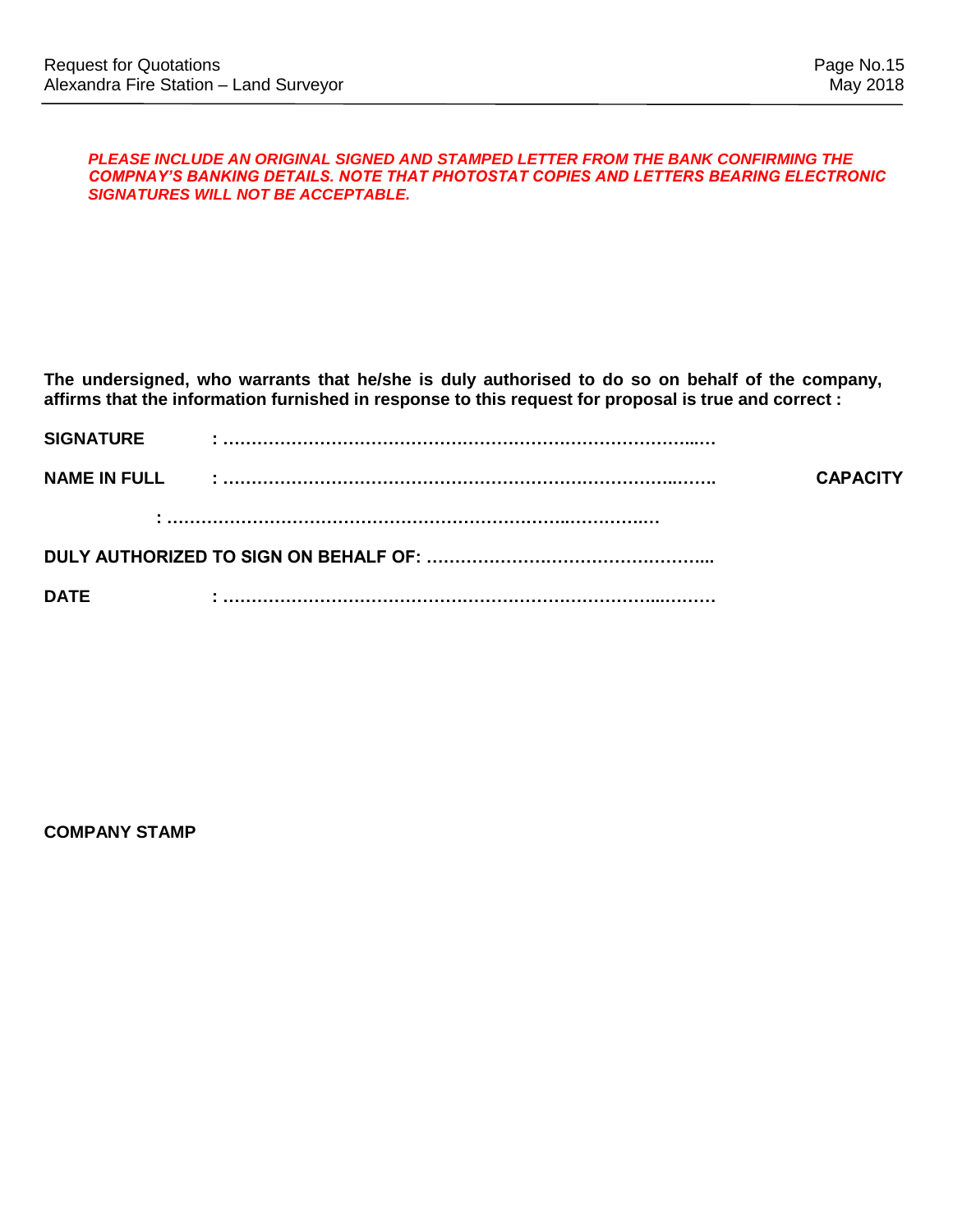***PLEASE INCLUDE AN ORIGINAL SIGNED AND STAMPED LETTER FROM THE BANK CONFIRMING THE COMPNAY'S BANKING DETAILS. NOTE THAT PHOTOSTAT COPIES AND LETTERS BEARING ELECTRONIC SIGNATURES WILL NOT BE ACCEPTABLE.***

**The undersigned, who warrants that he/she is duly authorised to do so on behalf of the company, affirms that the information furnished in response to this request for proposal is true and correct :**

**SIGNATURE : ………………………………………………………………………...…**

**NAME IN FULL : ……………………………………………………………………..……. CAPACITY : …………………………………………………………..……….….**

**DULY AUTHORIZED TO SIGN ON BEHALF OF: ……………………………….………....**

**DATE : ………………………………………………………………...………**

**COMPANY STAMP**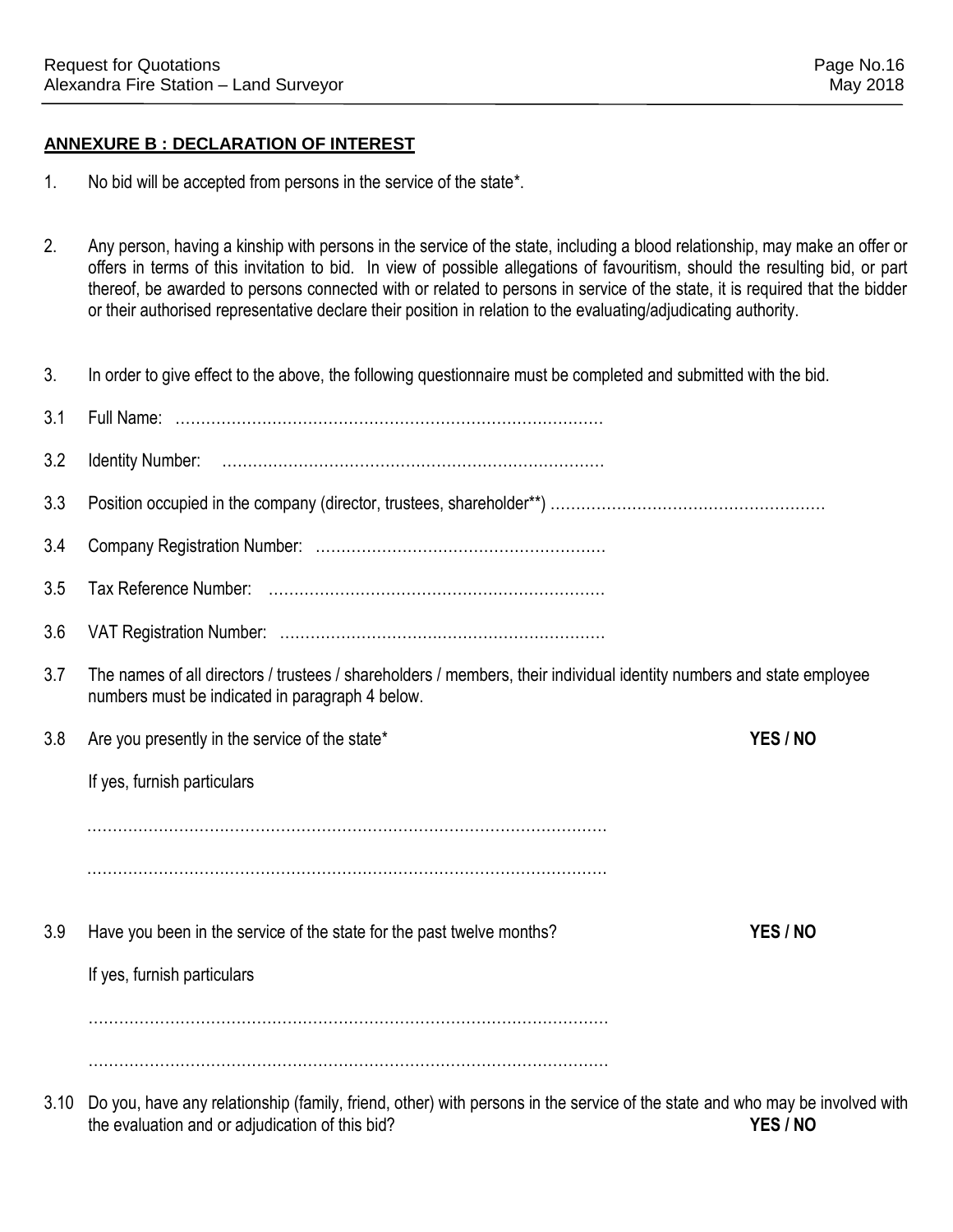## ANNEXURE B : DECLARATION OF INTEREST

1. No bid will be accepted from persons in the service of the state*.

2. Any person, having a kinship with persons in the service of the state, including a blood relationship, may make an offer or offers in terms of this invitation to bid. In view of possible allegations of favouritism, should the resulting bid, or part thereof, be awarded to persons connected with or related to persons in service of the state, it is required that the bidder or their authorised representative declare their position in relation to the evaluating/adjudicating authority.

3. In order to give effect to the above, the following questionnaire must be completed and submitted with the bid.

3.1 Full Name: ………………………………………………………………………

3.2 Identity Number: …………………………………………………………………

3.3 Position occupied in the company (director, trustees, shareholder**) ………………………………………………

3.4 Company Registration Number: …………………………………………………

3.5 Tax Reference Number: …………………………………………………………

3.6 VAT Registration Number: ………………………………………………………

3.7 The names of all directors / trustees / shareholders / members, their individual identity numbers and state employee numbers must be indicated in paragraph 4 below.

3.8 Are you presently in the service of the state* **YES / NO**

If yes, furnish particulars

…………………………………………………………………………………………

…………………………………………………………………………………………

3.9 Have you been in the service of the state for the past twelve months? **YES / NO**

If yes, furnish particulars

…………………………………………………………………………………………

…………………………………………………………………………………………

3.10 Do you, have any relationship (family, friend, other) with persons in the service of the state and who may be involved with the evaluation and or adjudication of this bid? **YES / NO**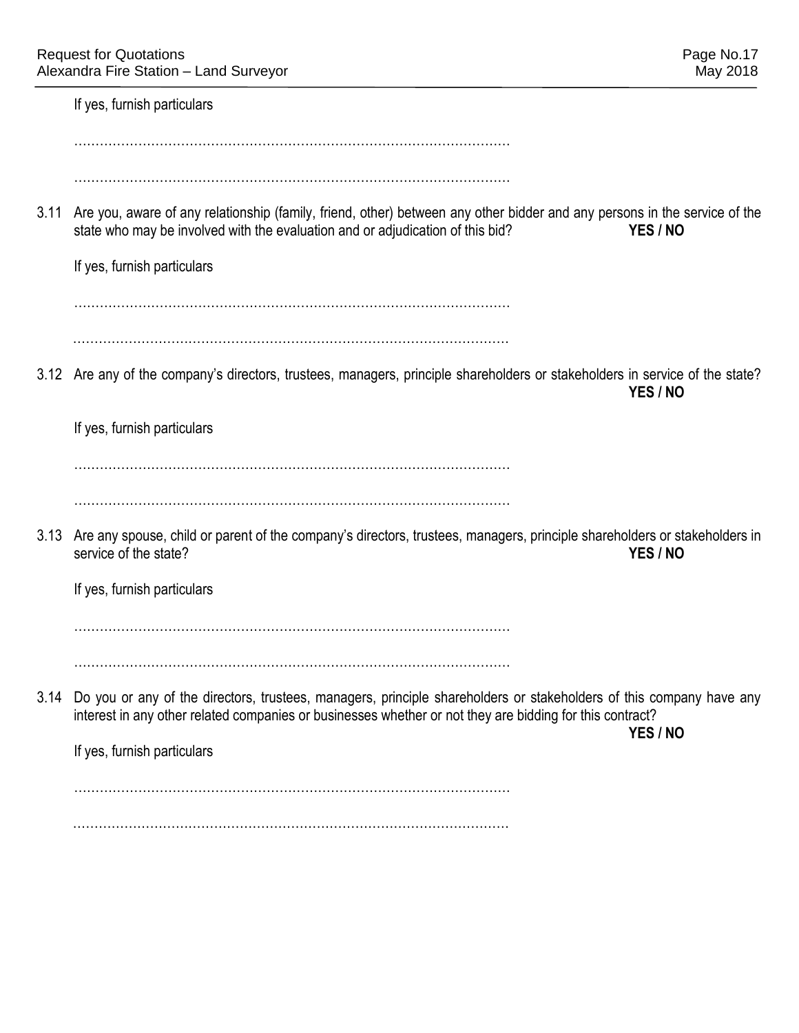If yes, furnish particulars

…………………………………………………………………………………………

…………………………………………………………………………………………

3.11 Are you, aware of any relationship (family, friend, other) between any other bidder and any persons in the service of the state who may be involved with the evaluation and or adjudication of this bid? **YES / NO**

If yes, furnish particulars

…………………………………………………………………………………………

…………………………………………………………………………………………

3.12 Are any of the company's directors, trustees, managers, principle shareholders or stakeholders in service of the state? **YES / NO**

If yes, furnish particulars

…………………………………………………………………………………………

…………………………………………………………………………………………

3.13 Are any spouse, child or parent of the company's directors, trustees, managers, principle shareholders or stakeholders in service of the state? **YES / NO**

If yes, furnish particulars

…………………………………………………………………………………………

…………………………………………………………………………………………

3.14 Do you or any of the directors, trustees, managers, principle shareholders or stakeholders of this company have any interest in any other related companies or businesses whether or not they are bidding for this contract? **YES / NO**

If yes, furnish particulars

…………………………………………………………………………………………

…………………………………………………………………………………………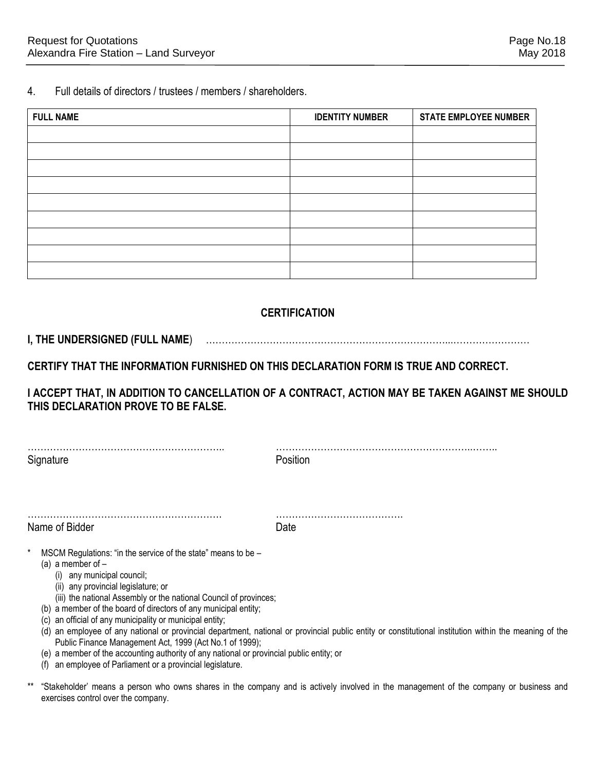4. Full details of directors / trustees / members / shareholders.

| FULL NAME | IDENTITY NUMBER | STATE EMPLOYEE NUMBER |
|---|---|---|
| | | |
| | | |
| | | |
| | | |
| | | |
| | | |
| | | |
| | | |
| | | |

## CERTIFICATION

**I, THE UNDERSIGNED (FULL NAME**) ……………………………………………………………………...……………………

**CERTIFY THAT THE INFORMATION FURNISHED ON THIS DECLARATION FORM IS TRUE AND CORRECT.**

**I ACCEPT THAT, IN ADDITION TO CANCELLATION OF A CONTRACT, ACTION MAY BE TAKEN AGAINST ME SHOULD THIS DECLARATION PROVE TO BE FALSE.**

……………………………………………………..
Signature

…………………………………………………………..……..
Position

…………………………………………………….
Name of Bidder

………………………………….
Date

\* MSCM Regulations: "in the service of the state" means to be –
   (a) a member of –
      (i) any municipal council;
      (ii) any provincial legislature; or
      (iii) the national Assembly or the national Council of provinces;
   (b) a member of the board of directors of any municipal entity;
   (c) an official of any municipality or municipal entity;
   (d) an employee of any national or provincial department, national or provincial public entity or constitutional institution within the meaning of the Public Finance Management Act, 1999 (Act No.1 of 1999);
   (e) a member of the accounting authority of any national or provincial public entity; or
   (f) an employee of Parliament or a provincial legislature.

\*\* "Stakeholder' means a person who owns shares in the company and is actively involved in the management of the company or business and exercises control over the company.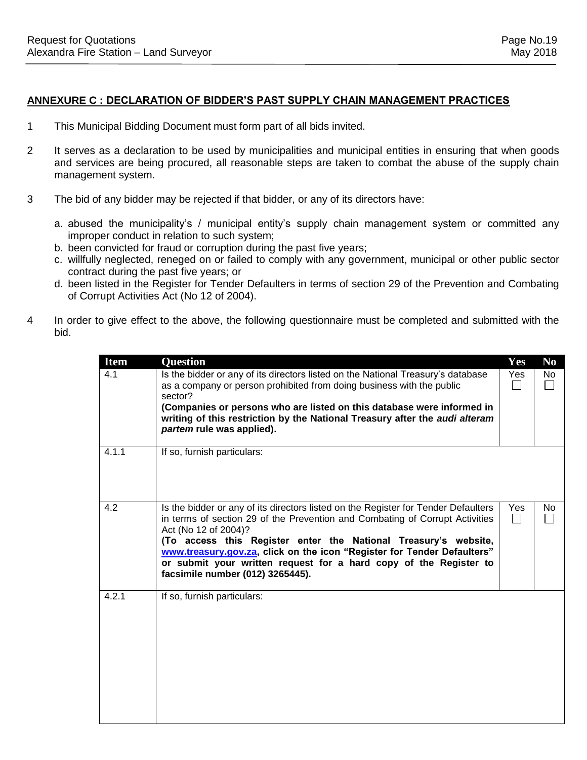## ANNEXURE C : DECLARATION OF BIDDER'S PAST SUPPLY CHAIN MANAGEMENT PRACTICES

1. This Municipal Bidding Document must form part of all bids invited.

2. It serves as a declaration to be used by municipalities and municipal entities in ensuring that when goods and services are being procured, all reasonable steps are taken to combat the abuse of the supply chain management system.

3. The bid of any bidder may be rejected if that bidder, or any of its directors have:

   a. abused the municipality's / municipal entity's supply chain management system or committed any improper conduct in relation to such system;
   b. been convicted for fraud or corruption during the past five years;
   c. willfully neglected, reneged on or failed to comply with any government, municipal or other public sector contract during the past five years; or
   d. been listed in the Register for Tender Defaulters in terms of section 29 of the Prevention and Combating of Corrupt Activities Act (No 12 of 2004).

4. In order to give effect to the above, the following questionnaire must be completed and submitted with the bid.

| Item | Question | Yes | No |
|---|---|---|---|
| 4.1 | Is the bidder or any of its directors listed on the National Treasury's database as a company or person prohibited from doing business with the public sector?<br>**(Companies or persons who are listed on this database were informed in writing of this restriction by the National Treasury after the *audi alteram partem* rule was applied).** | Yes ☐ | No ☐ |
| 4.1.1 | If so, furnish particulars: | | |
| 4.2 | Is the bidder or any of its directors listed on the Register for Tender Defaulters in terms of section 29 of the Prevention and Combating of Corrupt Activities Act (No 12 of 2004)?<br>**(To access this Register enter the National Treasury's website, www.treasury.gov.za, click on the icon "Register for Tender Defaulters" or submit your written request for a hard copy of the Register to facsimile number (012) 3265445).** | Yes ☐ | No ☐ |
| 4.2.1 | If so, furnish particulars: | | |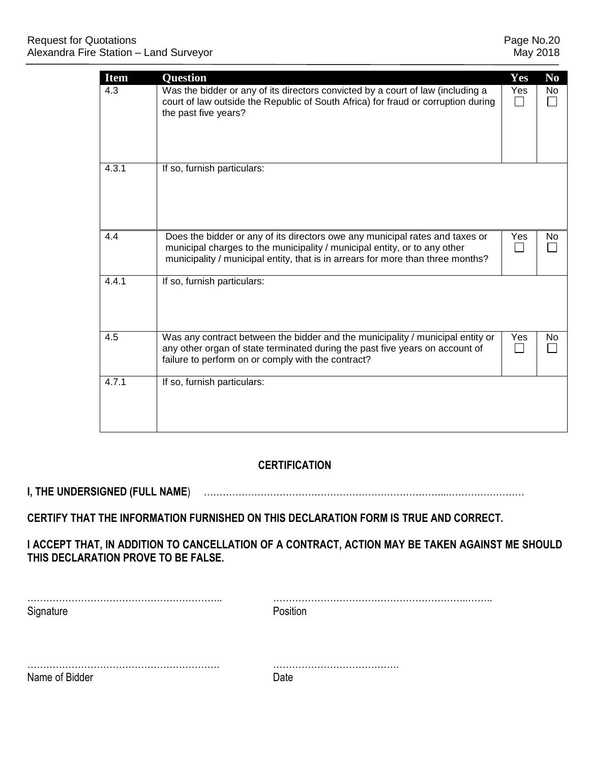| Item | Question | Yes | No |
|---|---|---|---|
| 4.3 | Was the bidder or any of its directors convicted by a court of law (including a court of law outside the Republic of South Africa) for fraud or corruption during the past five years? | Yes ☐ | No ☐ |
| 4.3.1 | If so, furnish particulars: | | |
| 4.4 | Does the bidder or any of its directors owe any municipal rates and taxes or municipal charges to the municipality / municipal entity, or to any other municipality / municipal entity, that is in arrears for more than three months? | Yes ☐ | No ☐ |
| 4.4.1 | If so, furnish particulars: | | |
| 4.5 | Was any contract between the bidder and the municipality / municipal entity or any other organ of state terminated during the past five years on account of failure to perform on or comply with the contract? | Yes ☐ | No ☐ |
| 4.7.1 | If so, furnish particulars: | | |

## CERTIFICATION

**I, THE UNDERSIGNED (FULL NAME)** ……………………………………………………………...……………………

**CERTIFY THAT THE INFORMATION FURNISHED ON THIS DECLARATION FORM IS TRUE AND CORRECT.**

**I ACCEPT THAT, IN ADDITION TO CANCELLATION OF A CONTRACT, ACTION MAY BE TAKEN AGAINST ME SHOULD THIS DECLARATION PROVE TO BE FALSE.**

……………………………………………………..
Signature

…………………………………………………..……..
Position

…………………………………………………….
Name of Bidder

………………………………….
Date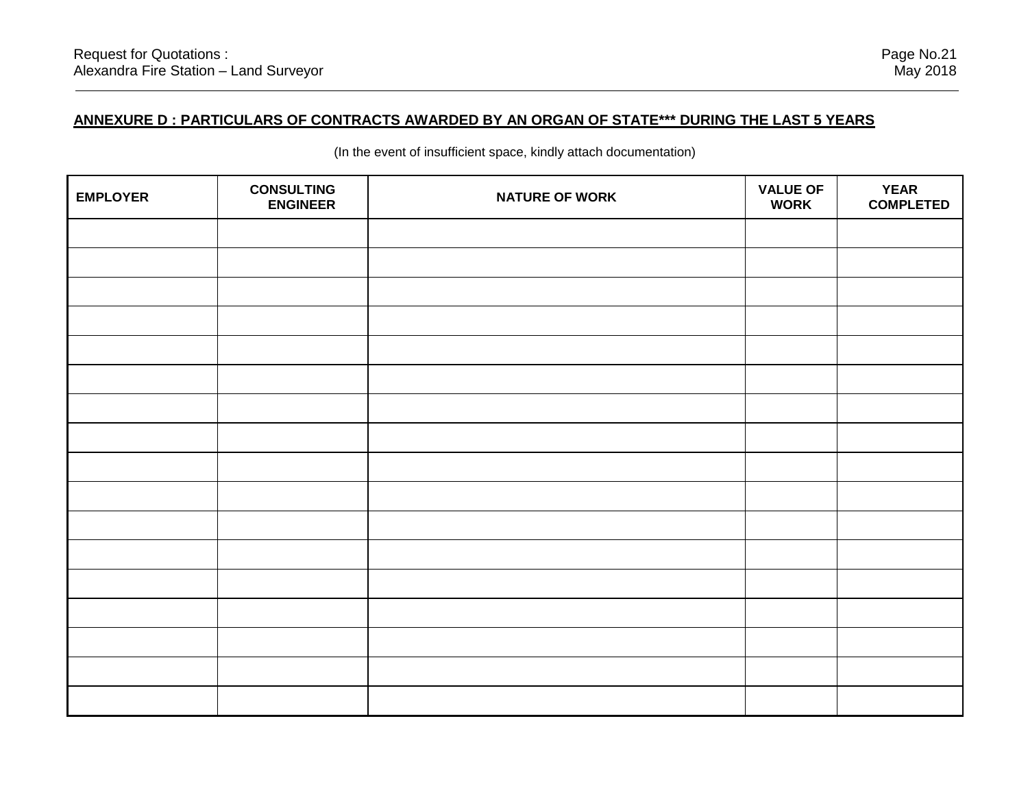**ANNEXURE D : PARTICULARS OF CONTRACTS AWARDED BY AN ORGAN OF STATE*** DURING THE LAST 5 YEARS**

(In the event of insufficient space, kindly attach documentation)

| EMPLOYER | CONSULTING ENGINEER | NATURE OF WORK | VALUE OF WORK | YEAR COMPLETED |
|---|---|---|---|---|
| | | | | |
| | | | | |
| | | | | |
| | | | | |
| | | | | |
| | | | | |
| | | | | |
| | | | | |
| | | | | |
| | | | | |
| | | | | |
| | | | | |
| | | | | |
| | | | | |
| | | | | |
| | | | | |
| | | | | |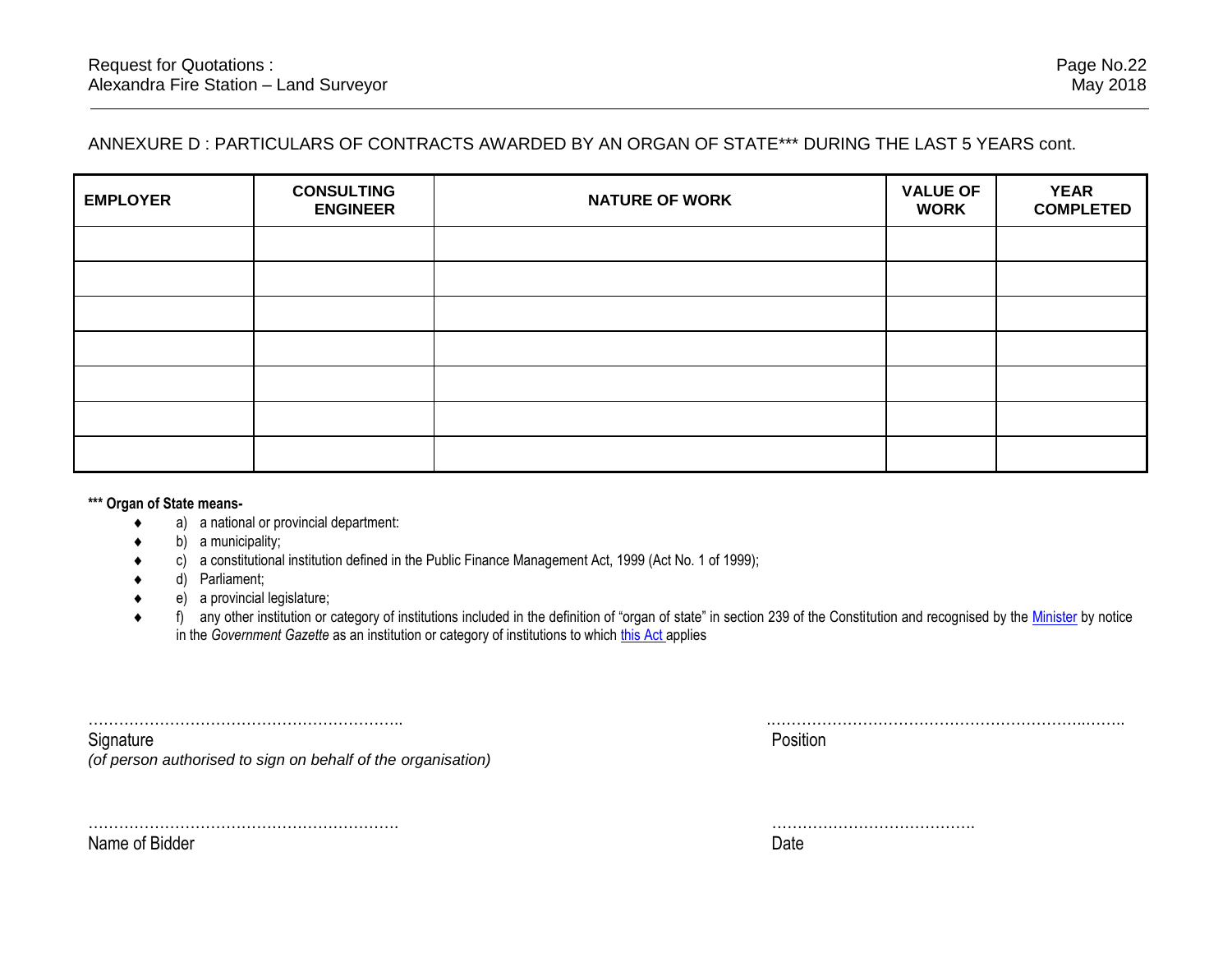ANNEXURE D : PARTICULARS OF CONTRACTS AWARDED BY AN ORGAN OF STATE*** DURING THE LAST 5 YEARS cont.

| EMPLOYER | CONSULTING ENGINEER | NATURE OF WORK | VALUE OF WORK | YEAR COMPLETED |
|---|---|---|---|---|
| | | | | |
| | | | | |
| | | | | |
| | | | | |
| | | | | |
| | | | | |
| | | | | |

**\*\*\* Organ of State means-**

- a) a national or provincial department:
- b) a municipality;
- c) a constitutional institution defined in the Public Finance Management Act, 1999 (Act No. 1 of 1999);
- d) Parliament;
- e) a provincial legislature;
- f) any other institution or category of institutions included in the definition of "organ of state" in section 239 of the Constitution and recognised by the Minister by notice in the *Government Gazette* as an institution or category of institutions to which this Act applies

……………………………………………………..
Signature
*(of person authorised to sign on behalf of the organisation)*

……………………………………………………………..……..
Position

…………………………………………………….
Name of Bidder

………………………………….
Date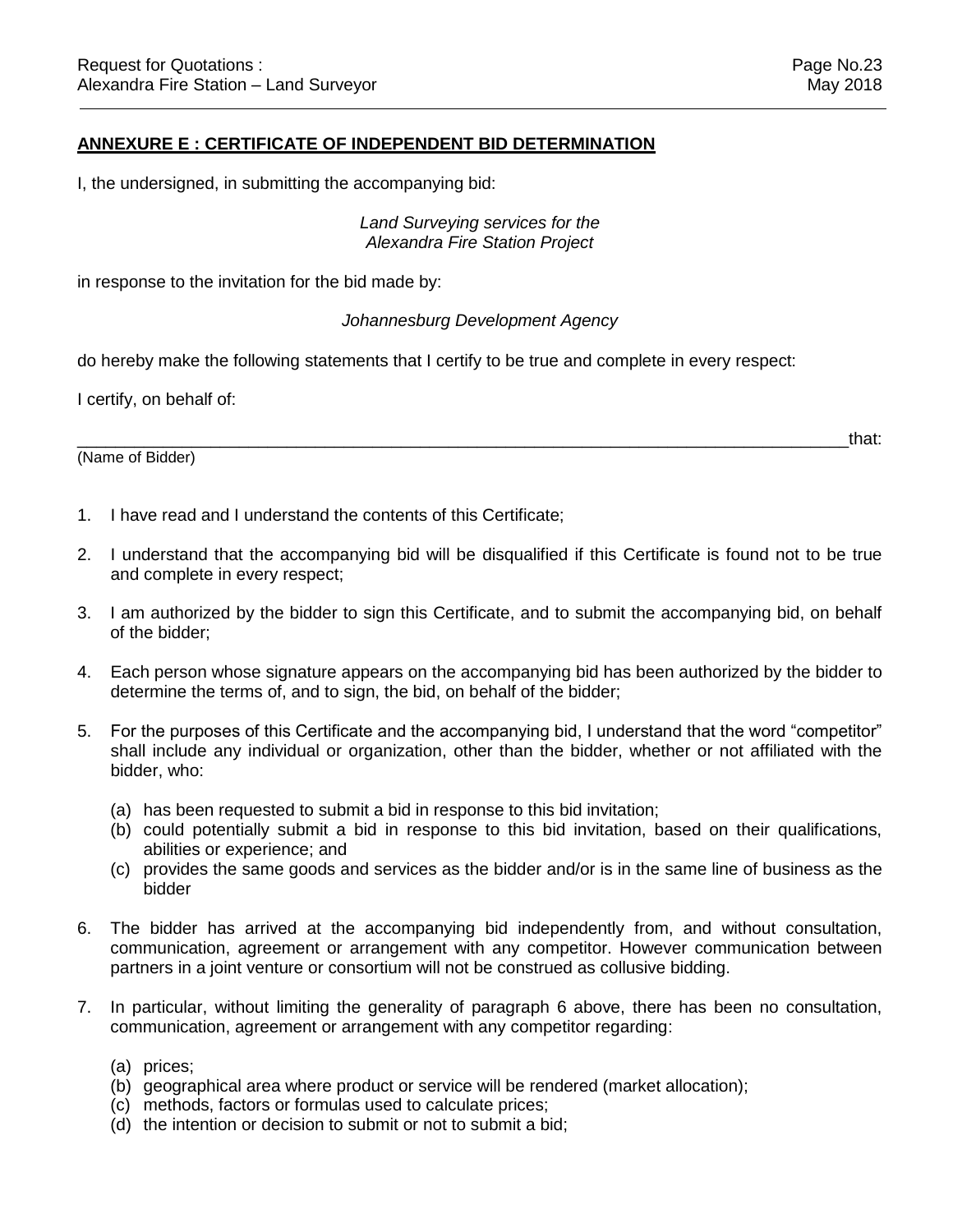## ANNEXURE E : CERTIFICATE OF INDEPENDENT BID DETERMINATION

I, the undersigned, in submitting the accompanying bid:

*Land Surveying services for the*
*Alexandra Fire Station Project*

in response to the invitation for the bid made by:

*Johannesburg Development Agency*

do hereby make the following statements that I certify to be true and complete in every respect:

I certify, on behalf of:

_______________________________________________________________________________that:
(Name of Bidder)

1. I have read and I understand the contents of this Certificate;
2. I understand that the accompanying bid will be disqualified if this Certificate is found not to be true and complete in every respect;
3. I am authorized by the bidder to sign this Certificate, and to submit the accompanying bid, on behalf of the bidder;
4. Each person whose signature appears on the accompanying bid has been authorized by the bidder to determine the terms of, and to sign, the bid, on behalf of the bidder;
5. For the purposes of this Certificate and the accompanying bid, I understand that the word "competitor" shall include any individual or organization, other than the bidder, whether or not affiliated with the bidder, who:
   (a) has been requested to submit a bid in response to this bid invitation;
   (b) could potentially submit a bid in response to this bid invitation, based on their qualifications, abilities or experience; and
   (c) provides the same goods and services as the bidder and/or is in the same line of business as the bidder
6. The bidder has arrived at the accompanying bid independently from, and without consultation, communication, agreement or arrangement with any competitor. However communication between partners in a joint venture or consortium will not be construed as collusive bidding.
7. In particular, without limiting the generality of paragraph 6 above, there has been no consultation, communication, agreement or arrangement with any competitor regarding:
   (a) prices;
   (b) geographical area where product or service will be rendered (market allocation);
   (c) methods, factors or formulas used to calculate prices;
   (d) the intention or decision to submit or not to submit a bid;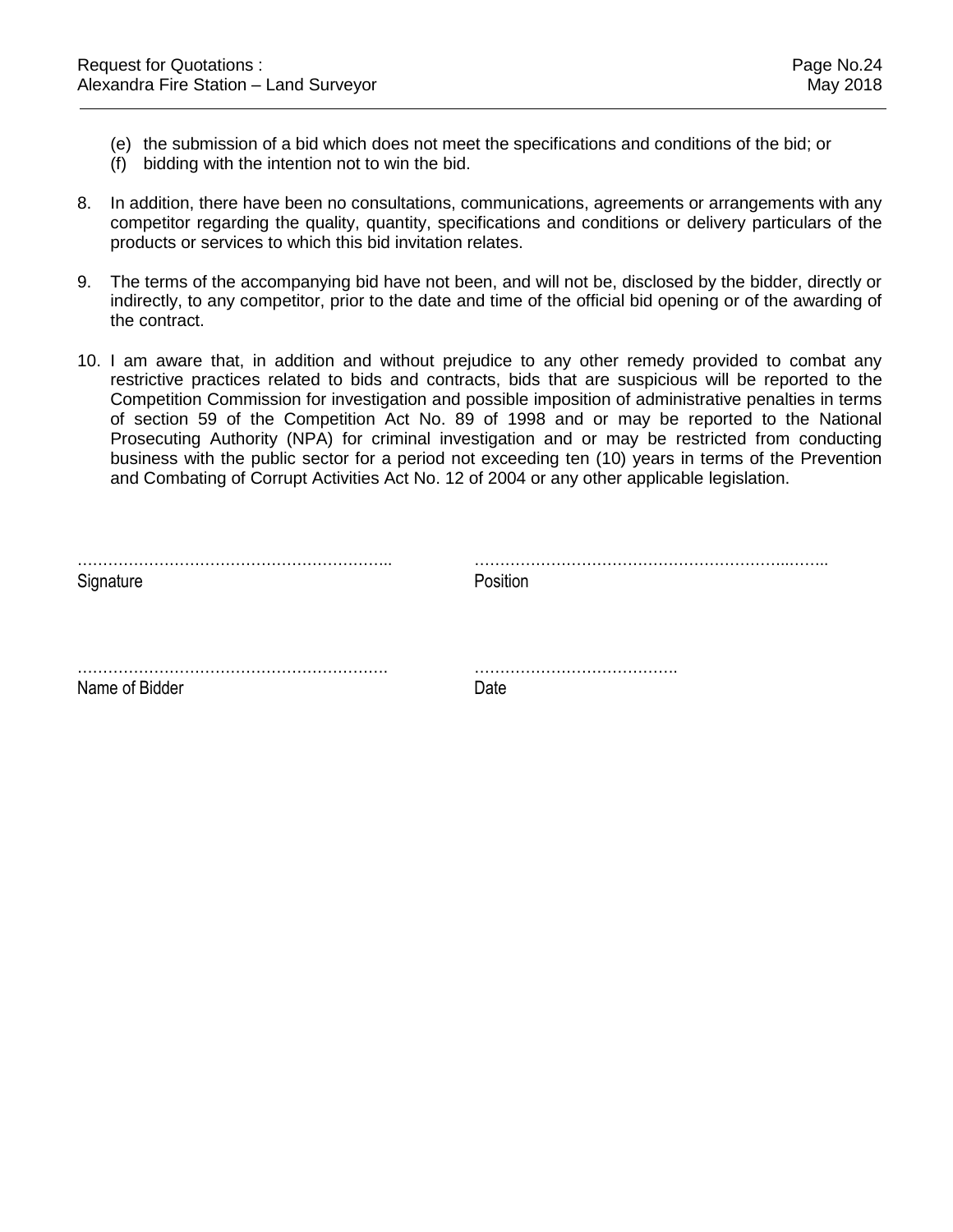(e) the submission of a bid which does not meet the specifications and conditions of the bid; or
(f) bidding with the intention not to win the bid.

8. In addition, there have been no consultations, communications, agreements or arrangements with any competitor regarding the quality, quantity, specifications and conditions or delivery particulars of the products or services to which this bid invitation relates.

9. The terms of the accompanying bid have not been, and will not be, disclosed by the bidder, directly or indirectly, to any competitor, prior to the date and time of the official bid opening or of the awarding of the contract.

10. I am aware that, in addition and without prejudice to any other remedy provided to combat any restrictive practices related to bids and contracts, bids that are suspicious will be reported to the Competition Commission for investigation and possible imposition of administrative penalties in terms of section 59 of the Competition Act No. 89 of 1998 and or may be reported to the National Prosecuting Authority (NPA) for criminal investigation and or may be restricted from conducting business with the public sector for a period not exceeding ten (10) years in terms of the Prevention and Combating of Corrupt Activities Act No. 12 of 2004 or any other applicable legislation.

| …………………………………………………….. | ………………………………………………………….…….. |
|---|---|
| Signature | Position |
| | |
| ……………………………………………………. | …………………………………. |
| Name of Bidder | Date |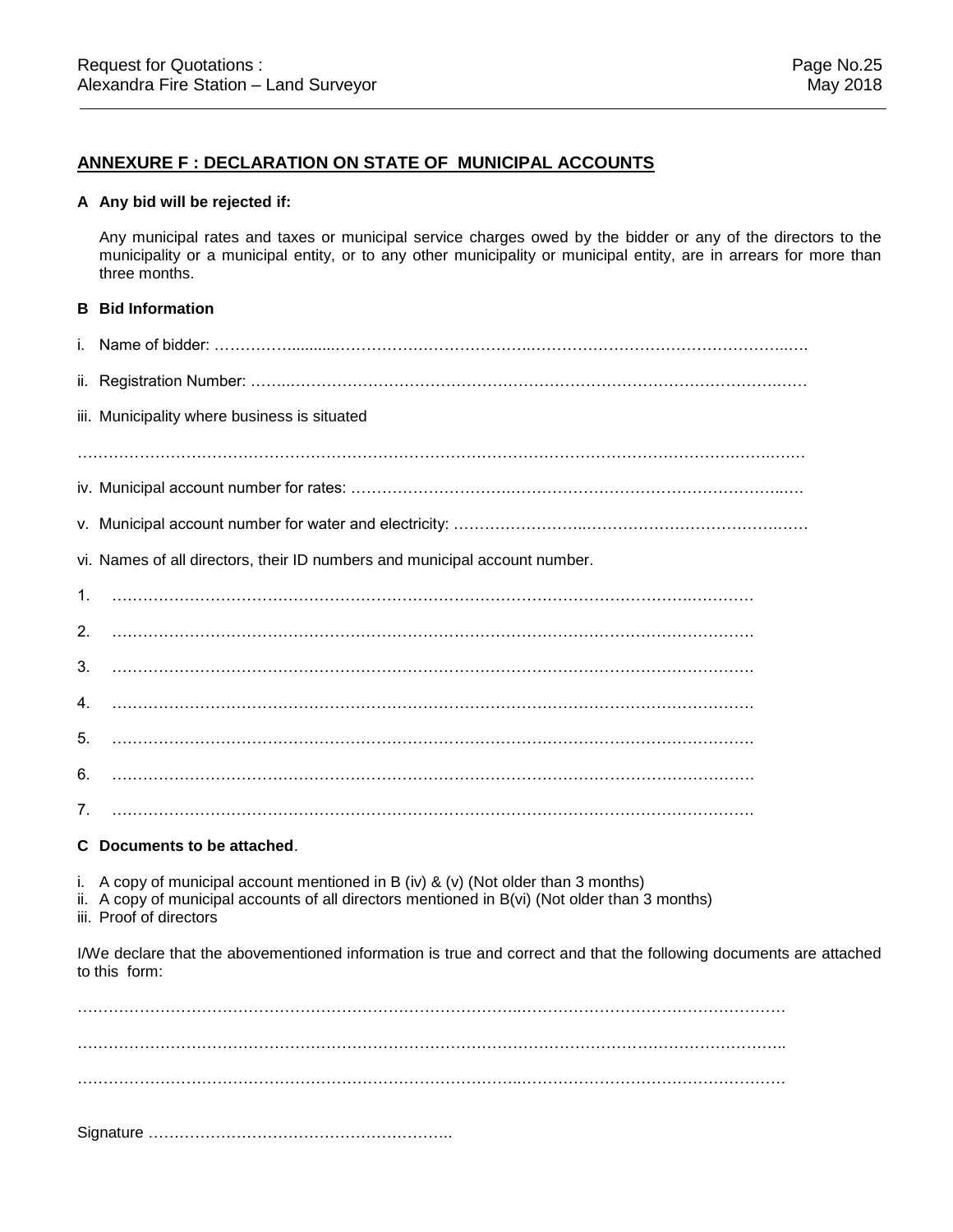## ANNEXURE F : DECLARATION ON STATE OF MUNICIPAL ACCOUNTS

**A Any bid will be rejected if:**

Any municipal rates and taxes or municipal service charges owed by the bidder or any of the directors to the municipality or a municipal entity, or to any other municipality or municipal entity, are in arrears for more than three months.

**B Bid Information**

i. Name of bidder: ………………………………………………………………………………………………

ii. Registration Number: …………………………………………………………………………………………

iii. Municipality where business is situated

………………………………………………………………………………………………………………………

iv. Municipal account number for rates: ………………………………………………………………………

v. Municipal account number for water and electricity: ……………………………………………………

vi. Names of all directors, their ID numbers and municipal account number.

1. ……………………………………………………………………………………………………………
2. ……………………………………………………………………………………………………………
3. ……………………………………………………………………………………………………………
4. ……………………………………………………………………………………………………………
5. ……………………………………………………………………………………………………………
6. ……………………………………………………………………………………………………………
7. ……………………………………………………………………………………………………………

**C Documents to be attached**.

i. A copy of municipal account mentioned in B (iv) & (v) (Not older than 3 months)
ii. A copy of municipal accounts of all directors mentioned in B(vi) (Not older than 3 months)
iii. Proof of directors

I/We declare that the abovementioned information is true and correct and that the following documents are attached to this form:

………………………………………………………………………………………………………………………

………………………………………………………………………………………………………………………

………………………………………………………………………………………………………………………

Signature …………………………………………………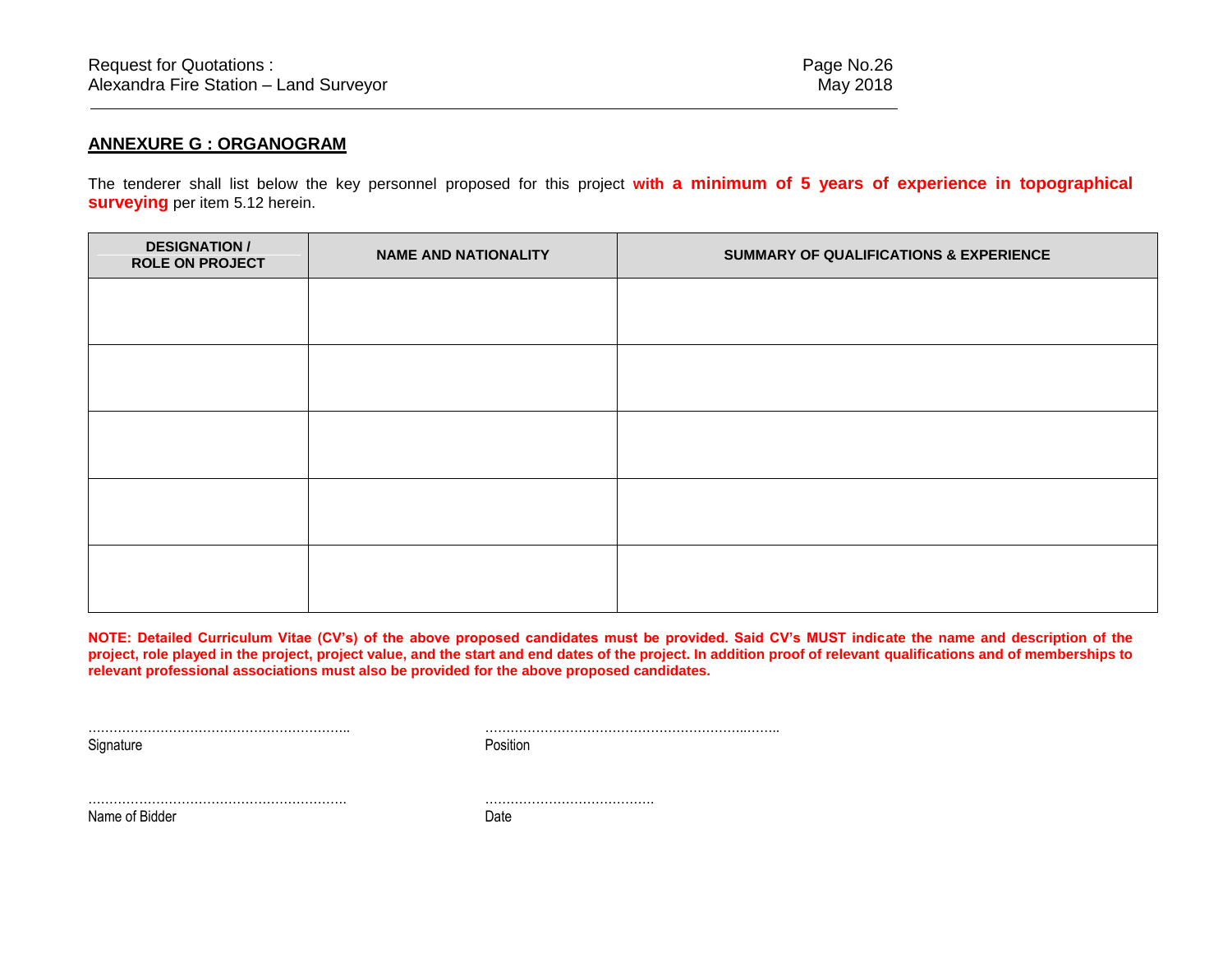## ANNEXURE G : ORGANOGRAM

The tenderer shall list below the key personnel proposed for this project **with a minimum of 5 years of experience in topographical surveying** per item 5.12 herein.

| DESIGNATION / ROLE ON PROJECT | NAME AND NATIONALITY | SUMMARY OF QUALIFICATIONS & EXPERIENCE |
|---|---|---|
| | | |
| | | |
| | | |
| | | |
| | | |

**NOTE: Detailed Curriculum Vitae (CV's) of the above proposed candidates must be provided. Said CV's MUST indicate the name and description of the project, role played in the project, project value, and the start and end dates of the project. In addition proof of relevant qualifications and of memberships to relevant professional associations must also be provided for the above proposed candidates.**

…………………………………………………….. Signature

…………………………………………………………..…….. Position

……………………………………………………. Name of Bidder

…………………………………. Date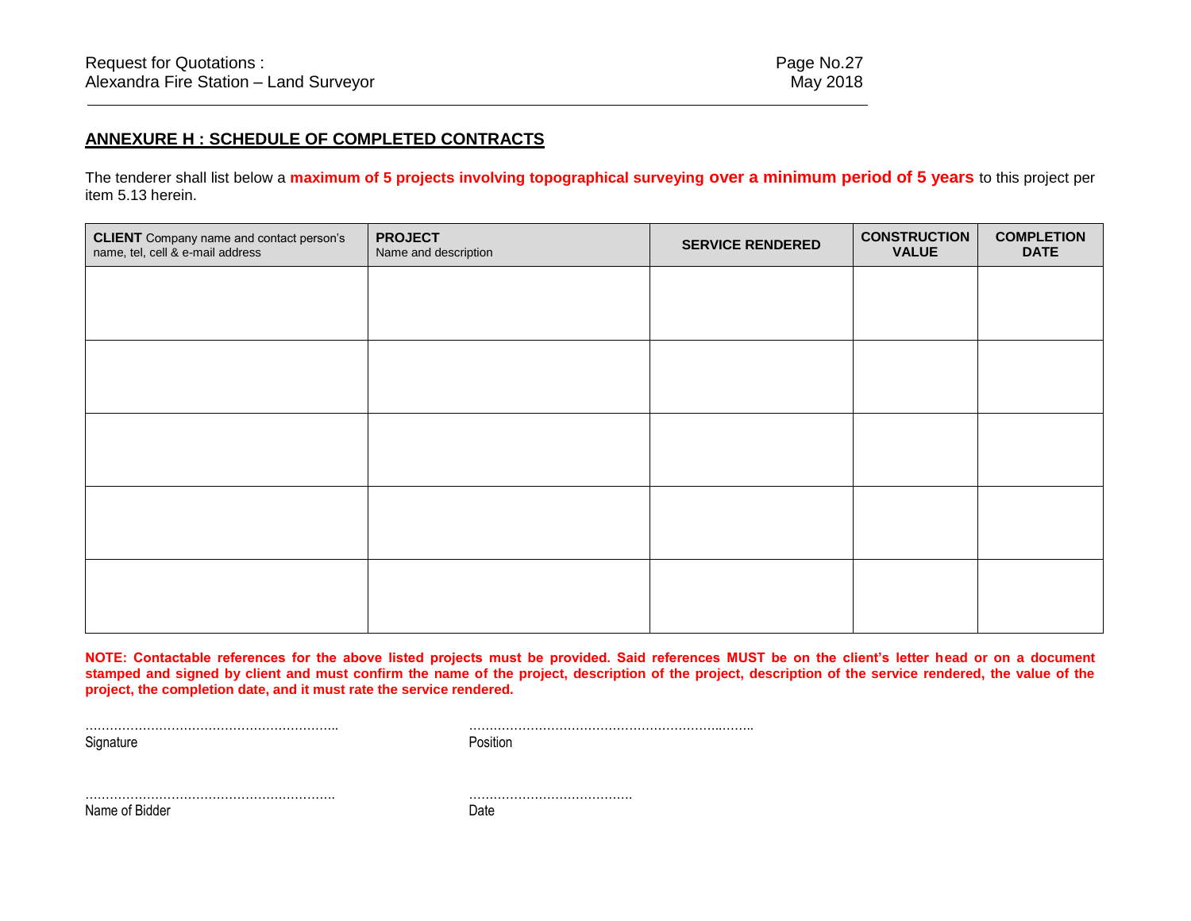## ANNEXURE H : SCHEDULE OF COMPLETED CONTRACTS

The tenderer shall list below a **maximum of 5 projects involving topographical surveying over a minimum period of 5 years** to this project per item 5.13 herein.

| **CLIENT** Company name and contact person's name, tel, cell & e-mail address | **PROJECT** Name and description | **SERVICE RENDERED** | **CONSTRUCTION VALUE** | **COMPLETION DATE** |
|---|---|---|---|---|
| | | | | |
| | | | | |
| | | | | |
| | | | | |
| | | | | |

**NOTE: Contactable references for the above listed projects must be provided. Said references MUST be on the client's letter head or on a document stamped and signed by client and must confirm the name of the project, description of the project, description of the service rendered, the value of the project, the completion date, and it must rate the service rendered.**

……………………………………………………
Signature

……………………………………………………
Position

……………………………………………………
Name of Bidder

…………………………………
Date